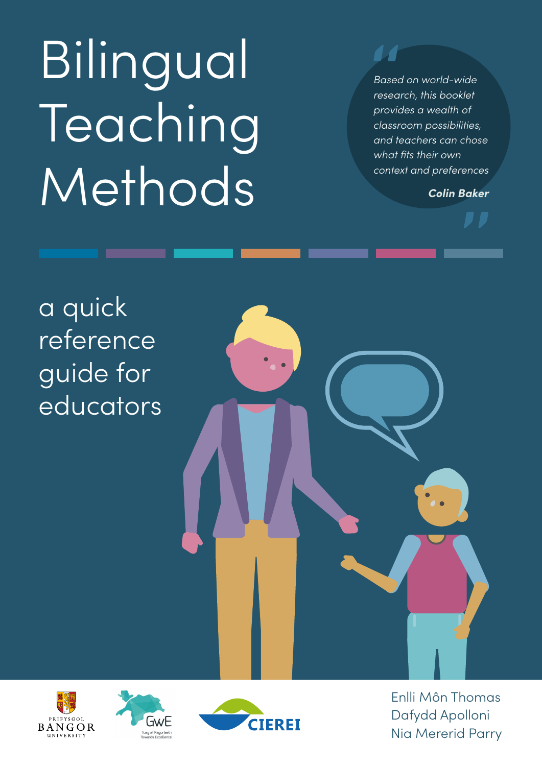# Bilingual Teaching Methods

> *Based on world-wide research, this booklet provides a wealth of classroom possibilities, and teachers can chose what fits their own context and preferences*
>
> ***Colin Baker***

## a quick reference guide for educators

PRIFYSGOL BANGOR UNIVERSITY

GwE Tuag at Ragoriaeth Towards Excellence

CIEREI

Enlli Môn Thomas
Dafydd Apolloni
Nia Mererid Parry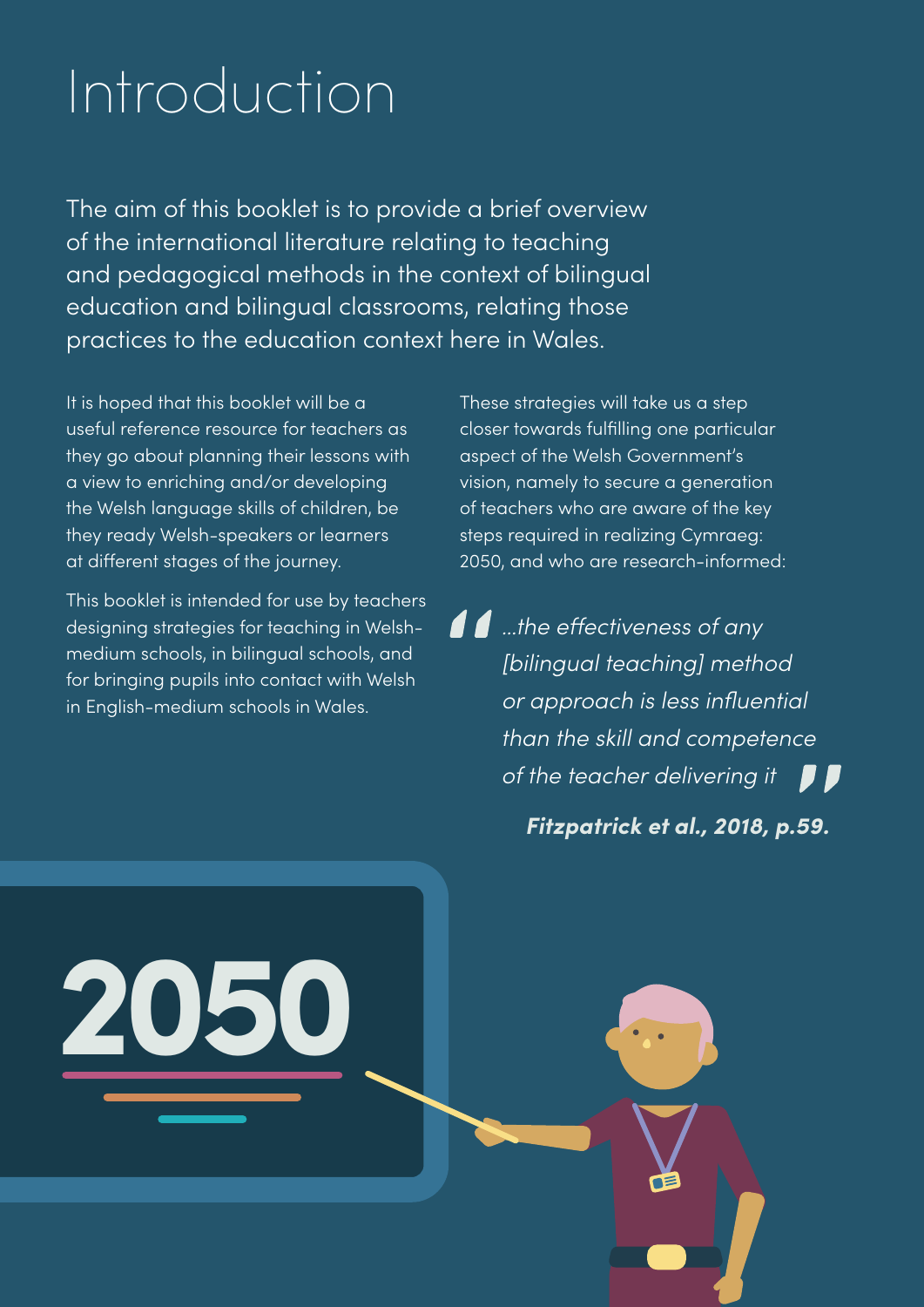# Introduction

The aim of this booklet is to provide a brief overview of the international literature relating to teaching and pedagogical methods in the context of bilingual education and bilingual classrooms, relating those practices to the education context here in Wales.

It is hoped that this booklet will be a useful reference resource for teachers as they go about planning their lessons with a view to enriching and/or developing the Welsh language skills of children, be they ready Welsh-speakers or learners at different stages of the journey.

This booklet is intended for use by teachers designing strategies for teaching in Welsh-medium schools, in bilingual schools, and for bringing pupils into contact with Welsh in English-medium schools in Wales.

These strategies will take us a step closer towards fulfilling one particular aspect of the Welsh Government's vision, namely to secure a generation of teachers who are aware of the key steps required in realizing Cymraeg: 2050, and who are research-informed:

> *...the effectiveness of any [bilingual teaching] method or approach is less influential than the skill and competence of the teacher delivering it*
>
> ***Fitzpatrick et al., 2018, p.59.***

2050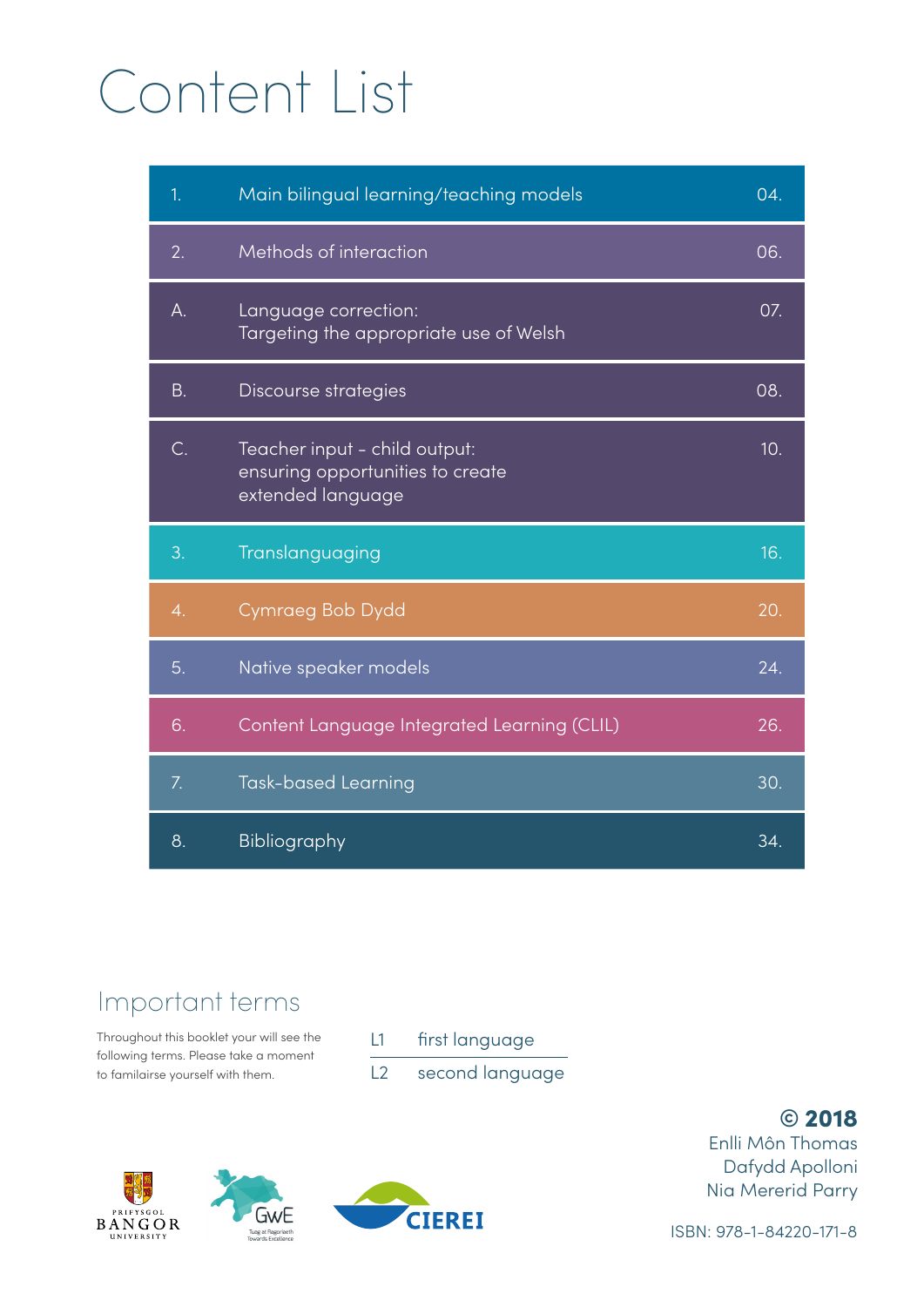# Content List

| | | |
|---|---|---|
| 1. | Main bilingual learning/teaching models | 04. |
| 2. | Methods of interaction | 06. |
| A. | Language correction: Targeting the appropriate use of Welsh | 07. |
| B. | Discourse strategies | 08. |
| C. | Teacher input - child output: ensuring opportunities to create extended language | 10. |
| 3. | Translanguaging | 16. |
| 4. | Cymraeg Bob Dydd | 20. |
| 5. | Native speaker models | 24. |
| 6. | Content Language Integrated Learning (CLIL) | 26. |
| 7. | Task-based Learning | 30. |
| 8. | Bibliography | 34. |

## Important terms

Throughout this booklet your will see the following terms. Please take a moment to familairse yourself with them.

| | |
|---|---|
| L1 | first language |
| L2 | second language |

**© 2018**
Enlli Môn Thomas
Dafydd Apolloni
Nia Mererid Parry

ISBN: 978-1-84220-171-8

Prifysgol Bangor University

GwE — Tuag at Ragoriaeth — Towards Excellence

CIEREI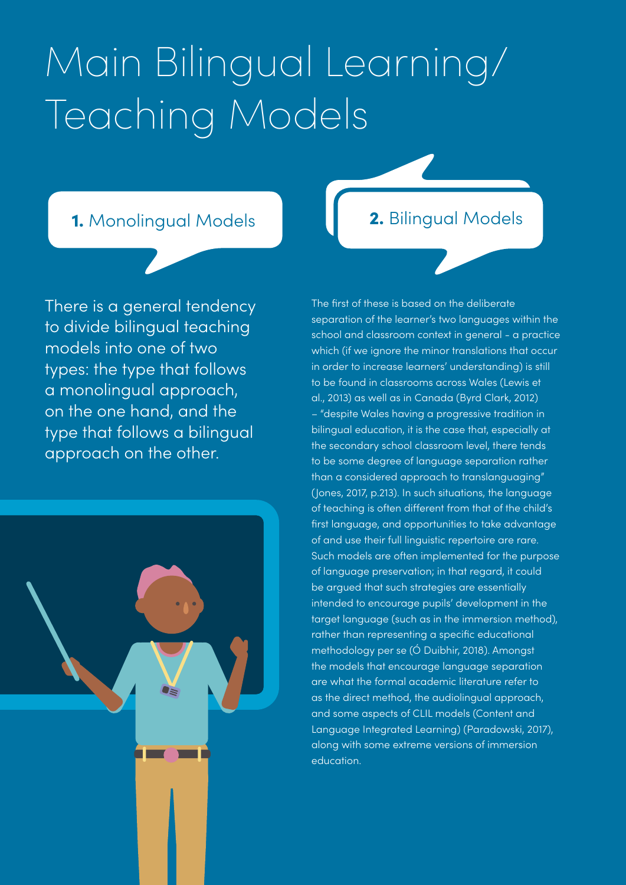# Main Bilingual Learning/ Teaching Models

## 1. Monolingual Models

## 2. Bilingual Models

There is a general tendency to divide bilingual teaching models into one of two types: the type that follows a monolingual approach, on the one hand, and the type that follows a bilingual approach on the other.

The first of these is based on the deliberate separation of the learner's two languages within the school and classroom context in general - a practice which (if we ignore the minor translations that occur in order to increase learners' understanding) is still to be found in classrooms across Wales (Lewis et al., 2013) as well as in Canada (Byrd Clark, 2012) – "despite Wales having a progressive tradition in bilingual education, it is the case that, especially at the secondary school classroom level, there tends to be some degree of language separation rather than a considered approach to translanguaging" (Jones, 2017, p.213). In such situations, the language of teaching is often different from that of the child's first language, and opportunities to take advantage of and use their full linguistic repertoire are rare. Such models are often implemented for the purpose of language preservation; in that regard, it could be argued that such strategies are essentially intended to encourage pupils' development in the target language (such as in the immersion method), rather than representing a specific educational methodology per se (Ó Duibhir, 2018). Amongst the models that encourage language separation are what the formal academic literature refer to as the direct method, the audiolingual approach, and some aspects of CLIL models (Content and Language Integrated Learning) (Paradowski, 2017), along with some extreme versions of immersion education.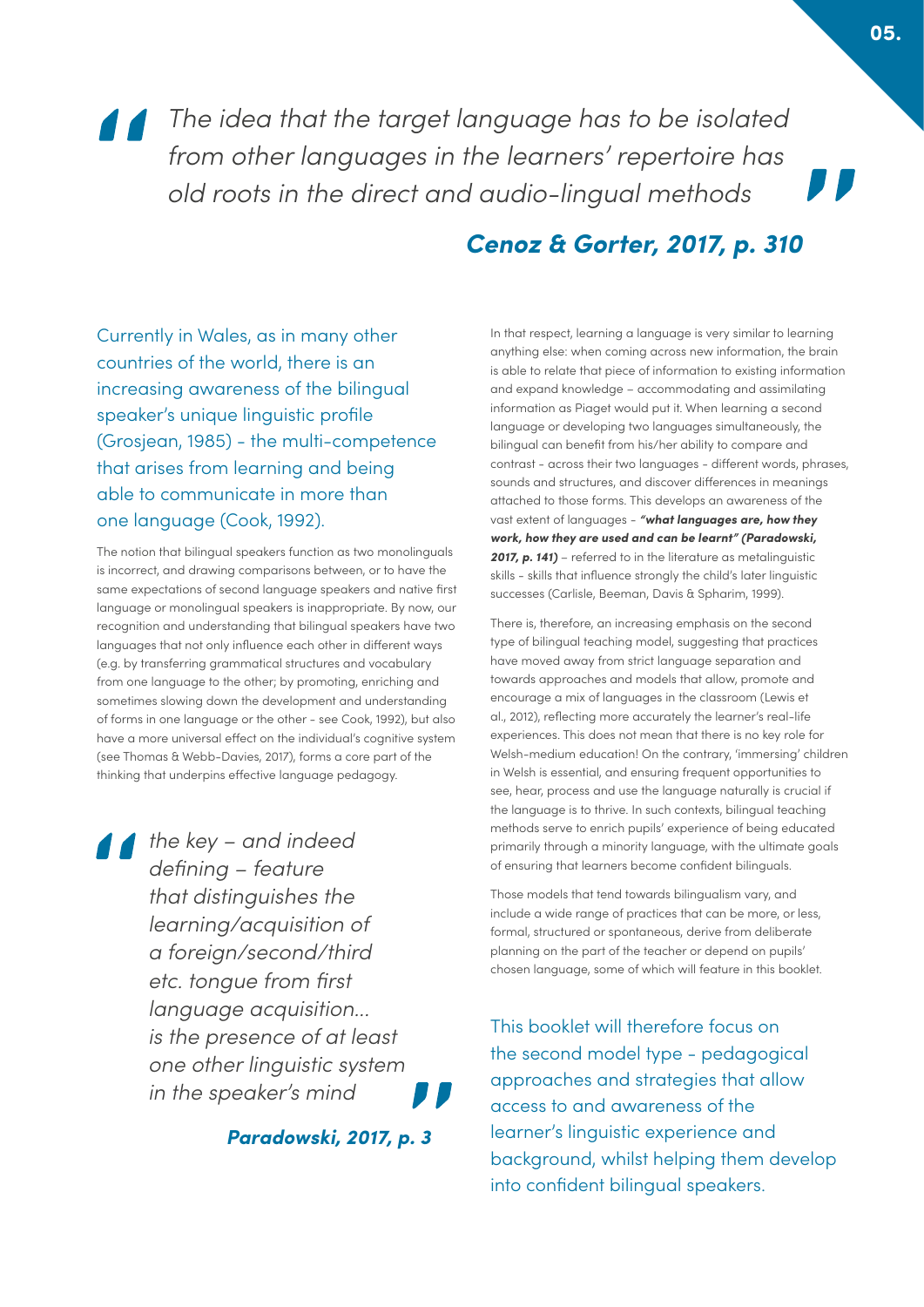> *The idea that the target language has to be isolated from other languages in the learners' repertoire has old roots in the direct and audio-lingual methods*
>
> ***Cenoz & Gorter, 2017, p. 310***

Currently in Wales, as in many other countries of the world, there is an increasing awareness of the bilingual speaker's unique linguistic profile (Grosjean, 1985) - the multi-competence that arises from learning and being able to communicate in more than one language (Cook, 1992).

The notion that bilingual speakers function as two monolinguals is incorrect, and drawing comparisons between, or to have the same expectations of second language speakers and native first language or monolingual speakers is inappropriate. By now, our recognition and understanding that bilingual speakers have two languages that not only influence each other in different ways (e.g. by transferring grammatical structures and vocabulary from one language to the other; by promoting, enriching and sometimes slowing down the development and understanding of forms in one language or the other - see Cook, 1992), but also have a more universal effect on the individual's cognitive system (see Thomas & Webb-Davies, 2017), forms a core part of the thinking that underpins effective language pedagogy.

> *the key – and indeed defining – feature that distinguishes the learning/acquisition of a foreign/second/third etc. tongue from first language acquisition... is the presence of at least one other linguistic system in the speaker's mind*
>
> ***Paradowski, 2017, p. 3***

In that respect, learning a language is very similar to learning anything else: when coming across new information, the brain is able to relate that piece of information to existing information and expand knowledge – accommodating and assimilating information as Piaget would put it. When learning a second language or developing two languages simultaneously, the bilingual can benefit from his/her ability to compare and contrast - across their two languages - different words, phrases, sounds and structures, and discover differences in meanings attached to those forms. This develops an awareness of the vast extent of languages – ***"what languages are, how they work, how they are used and can be learnt" (Paradowski, 2017, p. 141)*** – referred to in the literature as metalinguistic skills - skills that influence strongly the child's later linguistic successes (Carlisle, Beeman, Davis & Spharim, 1999).

There is, therefore, an increasing emphasis on the second type of bilingual teaching model, suggesting that practices have moved away from strict language separation and towards approaches and models that allow, promote and encourage a mix of languages in the classroom (Lewis et al., 2012), reflecting more accurately the learner's real-life experiences. This does not mean that there is no key role for Welsh-medium education! On the contrary, 'immersing' children in Welsh is essential, and ensuring frequent opportunities to see, hear, process and use the language naturally is crucial if the language is to thrive. In such contexts, bilingual teaching methods serve to enrich pupils' experience of being educated primarily through a minority language, with the ultimate goals of ensuring that learners become confident bilinguals.

Those models that tend towards bilingualism vary, and include a wide range of practices that can be more, or less, formal, structured or spontaneous, derive from deliberate planning on the part of the teacher or depend on pupils' chosen language, some of which will feature in this booklet.

This booklet will therefore focus on the second model type - pedagogical approaches and strategies that allow access to and awareness of the learner's linguistic experience and background, whilst helping them develop into confident bilingual speakers.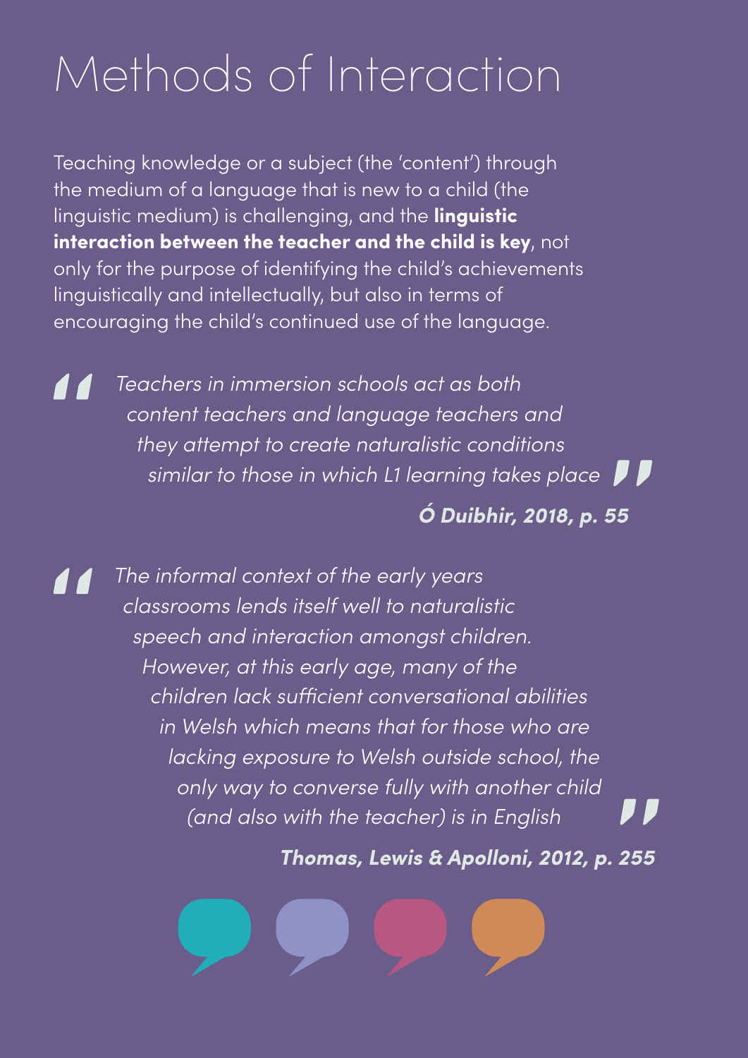# Methods of Interaction

Teaching knowledge or a subject (the 'content') through the medium of a language that is new to a child (the linguistic medium) is challenging, and the **linguistic interaction between the teacher and the child is key**, not only for the purpose of identifying the child's achievements linguistically and intellectually, but also in terms of encouraging the child's continued use of the language.

> *Teachers in immersion schools act as both content teachers and language teachers and they attempt to create naturalistic conditions similar to those in which L1 learning takes place*
>
> ***Ó Duibhir, 2018, p. 55***

> *The informal context of the early years classrooms lends itself well to naturalistic speech and interaction amongst children. However, at this early age, many of the children lack sufficient conversational abilities in Welsh which means that for those who are lacking exposure to Welsh outside school, the only way to converse fully with another child (and also with the teacher) is in English*
>
> ***Thomas, Lewis & Apolloni, 2012, p. 255***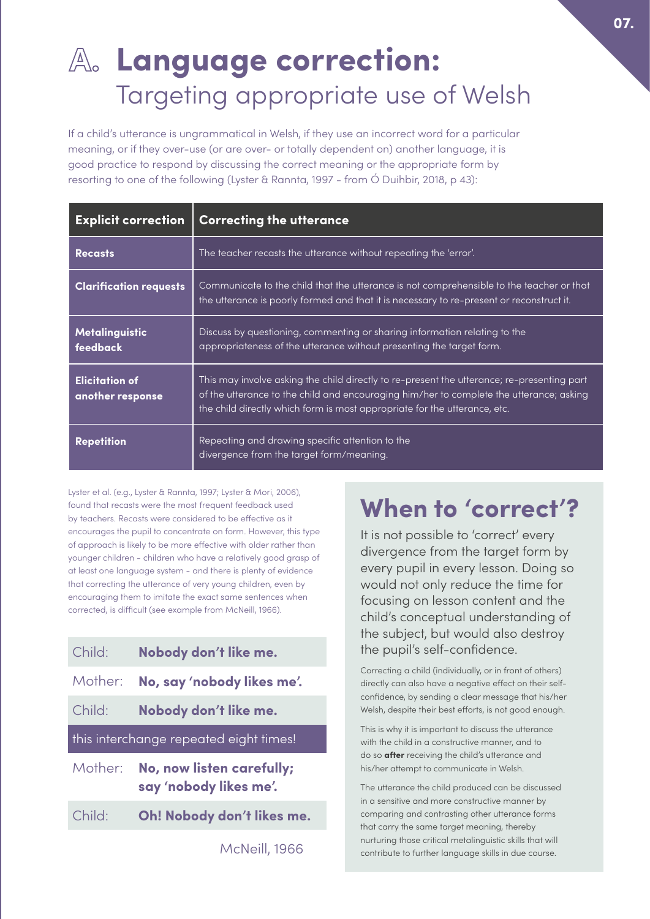# A. Language correction: Targeting appropriate use of Welsh

If a child's utterance is ungrammatical in Welsh, if they use an incorrect word for a particular meaning, or if they over-use (or are over- or totally dependent on) another language, it is good practice to respond by discussing the correct meaning or the appropriate form by resorting to one of the following (Lyster & Rannta, 1997 - from Ó Duihbir, 2018, p 43):

| Explicit correction | Correcting the utterance |
| --- | --- |
| **Recasts** | The teacher recasts the utterance without repeating the 'error'. |
| **Clarification requests** | Communicate to the child that the utterance is not comprehensible to the teacher or that the utterance is poorly formed and that it is necessary to re-present or reconstruct it. |
| **Metalinguistic feedback** | Discuss by questioning, commenting or sharing information relating to the appropriateness of the utterance without presenting the target form. |
| **Elicitation of another response** | This may involve asking the child directly to re-present the utterance; re-presenting part of the utterance to the child and encouraging him/her to complete the utterance; asking the child directly which form is most appropriate for the utterance, etc. |
| **Repetition** | Repeating and drawing specific attention to the divergence from the target form/meaning. |

Lyster et al. (e.g., Lyster & Rannta, 1997; Lyster & Mori, 2006), found that recasts were the most frequent feedback used by teachers. Recasts were considered to be effective as it encourages the pupil to concentrate on form. However, this type of approach is likely to be more effective with older rather than younger children - children who have a relatively good grasp of at least one language system - and there is plenty of evidence that correcting the utterance of very young children, even by encouraging them to imitate the exact same sentences when corrected, is difficult (see example from McNeill, 1966).

| | |
| --- | --- |
| Child: | **Nobody don't like me.** |
| Mother: | **No, say 'nobody likes me'.** |
| Child: | **Nobody don't like me.** |
| this interchange repeated eight times! | |
| Mother: | **No, now listen carefully; say 'nobody likes me'.** |
| Child: | **Oh! Nobody don't likes me.** |

McNeill, 1966

## When to 'correct'?

It is not possible to 'correct' every divergence from the target form by every pupil in every lesson. Doing so would not only reduce the time for focusing on lesson content and the child's conceptual understanding of the subject, but would also destroy the pupil's self-confidence.

Correcting a child (individually, or in front of others) directly can also have a negative effect on their self-confidence, by sending a clear message that his/her Welsh, despite their best efforts, is not good enough.

This is why it is important to discuss the utterance with the child in a constructive manner, and to do so **after** receiving the child's utterance and his/her attempt to communicate in Welsh.

The utterance the child produced can be discussed in a sensitive and more constructive manner by comparing and contrasting other utterance forms that carry the same target meaning, thereby nurturing those critical metalinguistic skills that will contribute to further language skills in due course.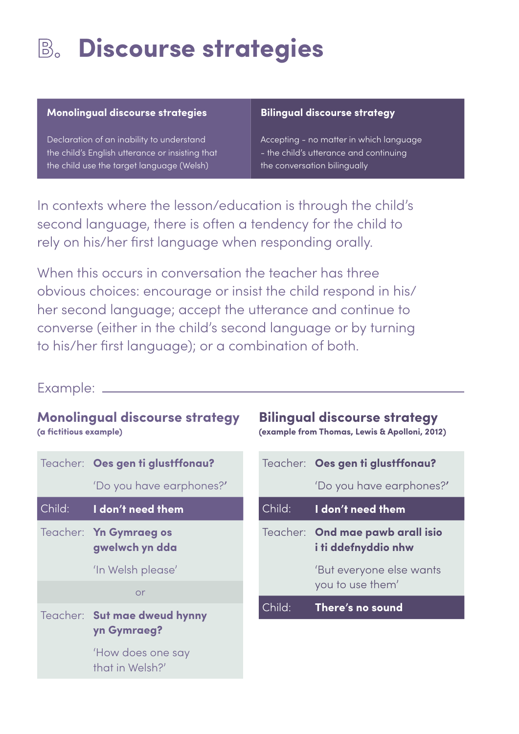# B. Discourse strategies

| Monolingual discourse strategies | Bilingual discourse strategy |
|---|---|
| Declaration of an inability to understand the child's English utterance or insisting that the child use the target language (Welsh) | Accepting – no matter in which language – the child's utterance and continuing the conversation bilingually |

In contexts where the lesson/education is through the child's second language, there is often a tendency for the child to rely on his/her first language when responding orally.

When this occurs in conversation the teacher has three obvious choices: encourage or insist the child respond in his/her second language; accept the utterance and continue to converse (either in the child's second language or by turning to his/her first language); or a combination of both.

Example:

### Monolingual discourse strategy

**(a fictitious example)**

| | |
|---|---|
| Teacher: | **Oes gen ti glustffonau?** 'Do you have earphones?' |
| Child: | **I don't need them** |
| Teacher: | **Yn Gymraeg os gwelwch yn dda** 'In Welsh please' |
| | or |
| Teacher: | **Sut mae dweud hynny yn Gymraeg?** 'How does one say that in Welsh?' |

### Bilingual discourse strategy

**(example from Thomas, Lewis & Apolloni, 2012)**

| | |
|---|---|
| Teacher: | **Oes gen ti glustffonau?** 'Do you have earphones?' |
| Child: | **I don't need them** |
| Teacher: | **Ond mae pawb arall isio i ti ddefnyddio nhw** 'But everyone else wants you to use them' |
| Child: | **There's no sound** |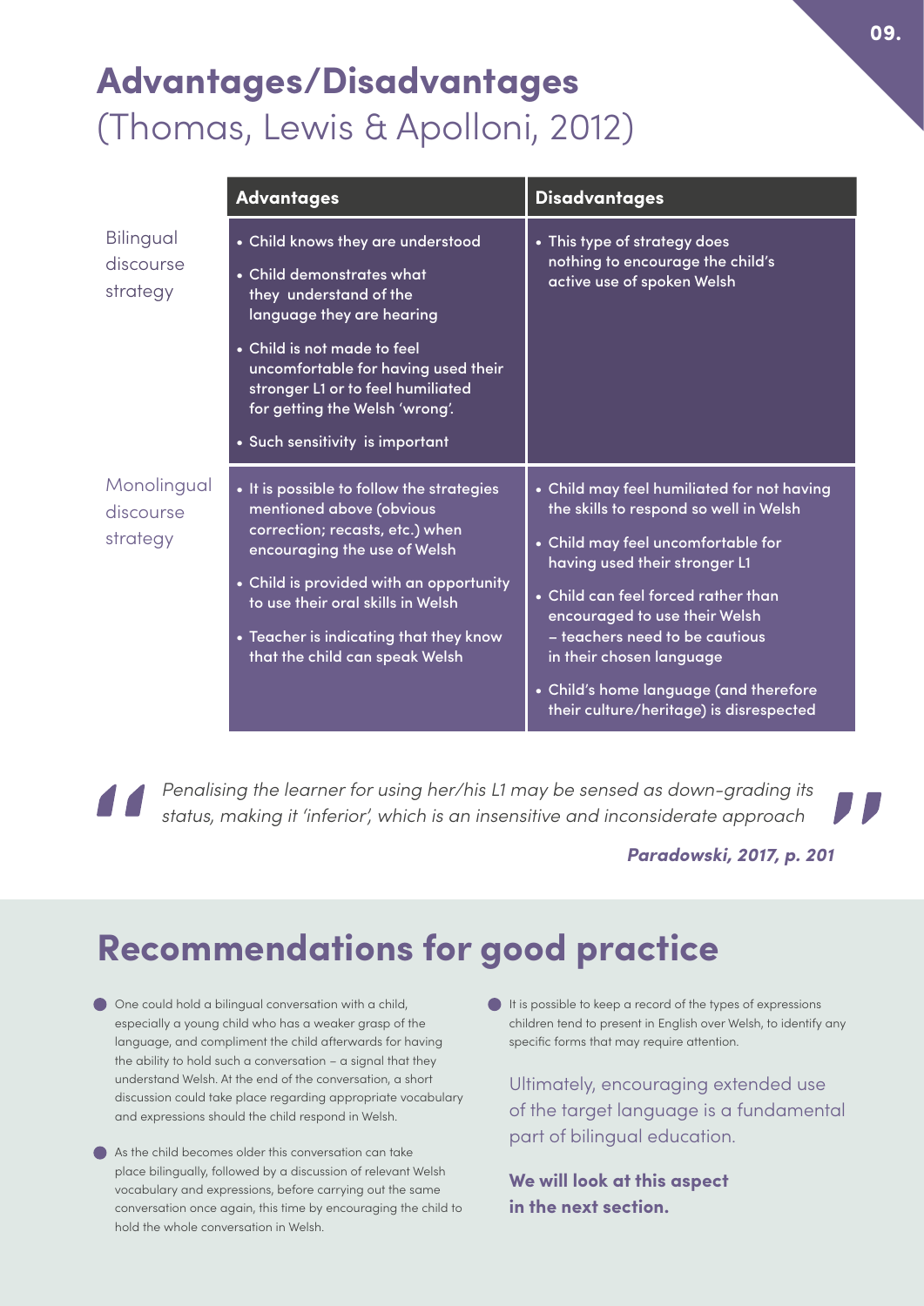# Advantages/Disadvantages (Thomas, Lewis & Apolloni, 2012)

| | Advantages | Disadvantages |
|---|---|---|
| Bilingual discourse strategy | • Child knows they are understood<br>• Child demonstrates what they understand of the language they are hearing<br>• Child is not made to feel uncomfortable for having used their stronger L1 or to feel humiliated for getting the Welsh 'wrong'.<br>• Such sensitivity is important | • This type of strategy does nothing to encourage the child's active use of spoken Welsh |
| Monolingual discourse strategy | • It is possible to follow the strategies mentioned above (obvious correction; recasts, etc.) when encouraging the use of Welsh<br>• Child is provided with an opportunity to use their oral skills in Welsh<br>• Teacher is indicating that they know that the child can speak Welsh | • Child may feel humiliated for not having the skills to respond so well in Welsh<br>• Child may feel uncomfortable for having used their stronger L1<br>• Child can feel forced rather than encouraged to use their Welsh – teachers need to be cautious in their chosen language<br>• Child's home language (and therefore their culture/heritage) is disrespected |

> *Penalising the learner for using her/his L1 may be sensed as down-grading its status, making it 'inferior', which is an insensitive and inconsiderate approach*
>
> ***Paradowski, 2017, p. 201***

## Recommendations for good practice

- One could hold a bilingual conversation with a child, especially a young child who has a weaker grasp of the language, and compliment the child afterwards for having the ability to hold such a conversation – a signal that they understand Welsh. At the end of the conversation, a short discussion could take place regarding appropriate vocabulary and expressions should the child respond in Welsh.
- As the child becomes older this conversation can take place bilingually, followed by a discussion of relevant Welsh vocabulary and expressions, before carrying out the same conversation once again, this time by encouraging the child to hold the whole conversation in Welsh.
- It is possible to keep a record of the types of expressions children tend to present in English over Welsh, to identify any specific forms that may require attention.

Ultimately, encouraging extended use of the target language is a fundamental part of bilingual education.

**We will look at this aspect in the next section.**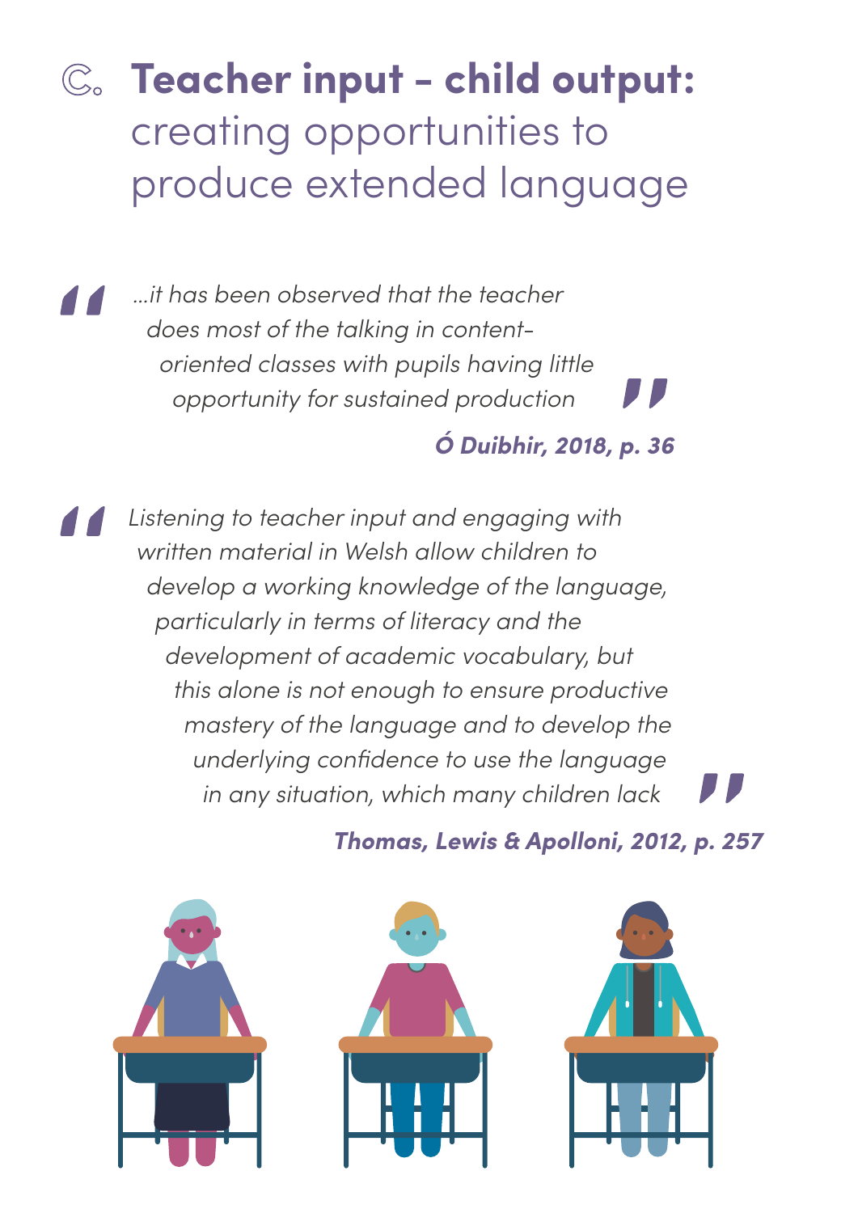## C. **Teacher input - child output:** creating opportunities to produce extended language

> *...it has been observed that the teacher does most of the talking in content-oriented classes with pupils having little opportunity for sustained production*
>
> ***Ó Duibhir, 2018, p. 36***

> *Listening to teacher input and engaging with written material in Welsh allow children to develop a working knowledge of the language, particularly in terms of literacy and the development of academic vocabulary, but this alone is not enough to ensure productive mastery of the language and to develop the underlying confidence to use the language in any situation, which many children lack*
>
> ***Thomas, Lewis & Apolloni, 2012, p. 257***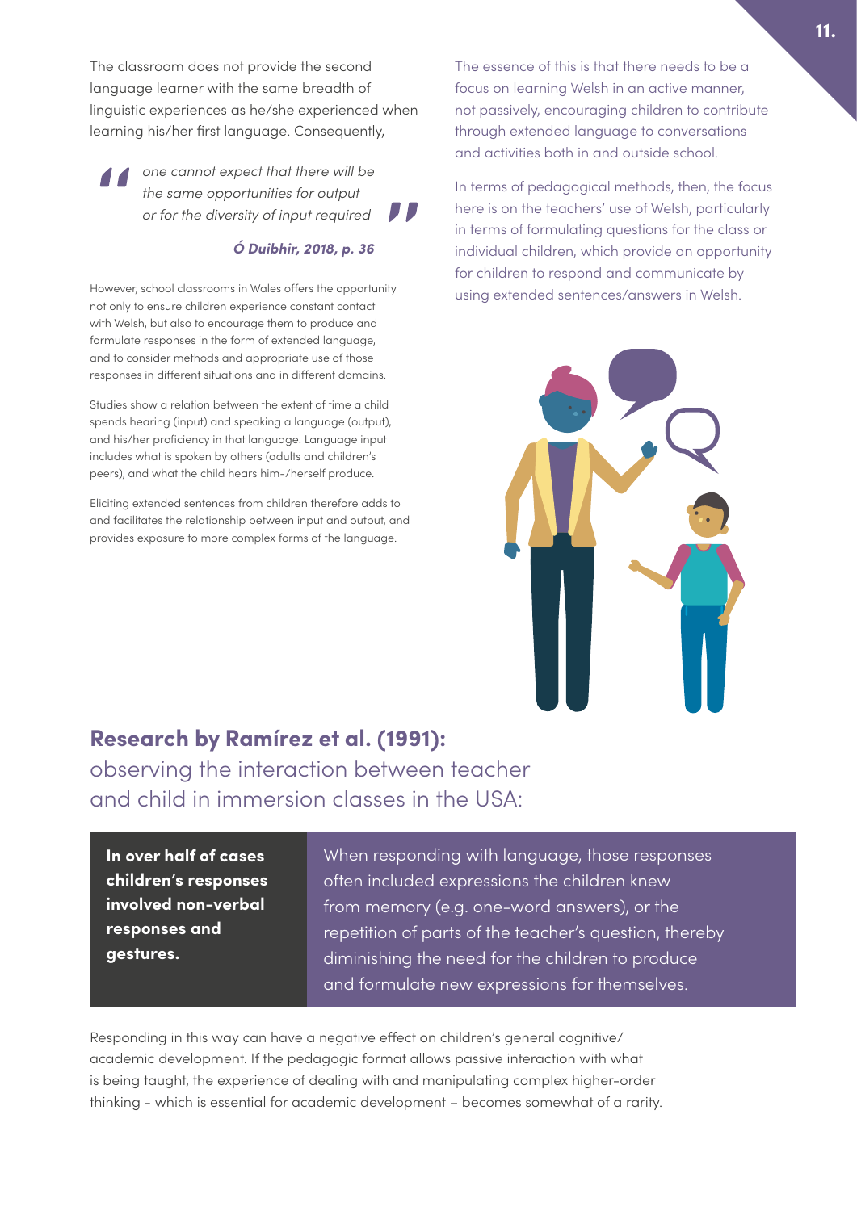The classroom does not provide the second language learner with the same breadth of linguistic experiences as he/she experienced when learning his/her first language. Consequently,

> *one cannot expect that there will be the same opportunities for output or for the diversity of input required*
>
> ***Ó Duibhir, 2018, p. 36***

However, school classrooms in Wales offers the opportunity not only to ensure children experience constant contact with Welsh, but also to encourage them to produce and formulate responses in the form of extended language, and to consider methods and appropriate use of those responses in different situations and in different domains.

Studies show a relation between the extent of time a child spends hearing (input) and speaking a language (output), and his/her proficiency in that language. Language input includes what is spoken by others (adults and children's peers), and what the child hears him-/herself produce.

Eliciting extended sentences from children therefore adds to and facilitates the relationship between input and output, and provides exposure to more complex forms of the language.

The essence of this is that there needs to be a focus on learning Welsh in an active manner, not passively, encouraging children to contribute through extended language to conversations and activities both in and outside school.

In terms of pedagogical methods, then, the focus here is on the teachers' use of Welsh, particularly in terms of formulating questions for the class or individual children, which provide an opportunity for children to respond and communicate by using extended sentences/answers in Welsh.

## **Research by Ramírez et al. (1991):** observing the interaction between teacher and child in immersion classes in the USA:

**In over half of cases children's responses involved non-verbal responses and gestures.**

When responding with language, those responses often included expressions the children knew from memory (e.g. one-word answers), or the repetition of parts of the teacher's question, thereby diminishing the need for the children to produce and formulate new expressions for themselves.

Responding in this way can have a negative effect on children's general cognitive/academic development. If the pedagogic format allows passive interaction with what is being taught, the experience of dealing with and manipulating complex higher-order thinking - which is essential for academic development – becomes somewhat of a rarity.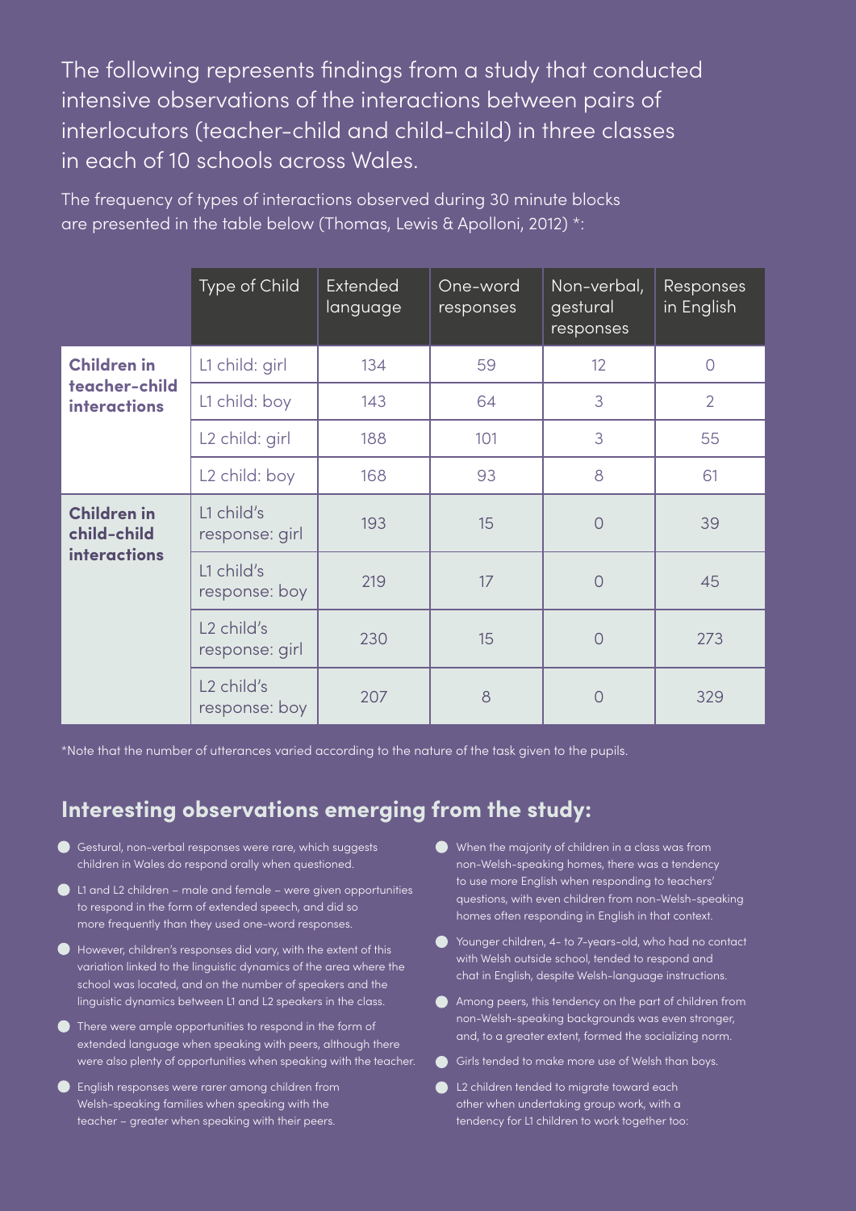The following represents findings from a study that conducted intensive observations of the interactions between pairs of interlocutors (teacher-child and child-child) in three classes in each of 10 schools across Wales.

The frequency of types of interactions observed during 30 minute blocks are presented in the table below (Thomas, Lewis & Apolloni, 2012) *:

| | Type of Child | Extended language | One-word responses | Non-verbal, gestural responses | Responses in English |
|---|---|---|---|---|---|
| **Children in teacher-child interactions** | L1 child: girl | 134 | 59 | 12 | 0 |
| | L1 child: boy | 143 | 64 | 3 | 2 |
| | L2 child: girl | 188 | 101 | 3 | 55 |
| | L2 child: boy | 168 | 93 | 8 | 61 |
| **Children in child-child interactions** | L1 child's response: girl | 193 | 15 | 0 | 39 |
| | L1 child's response: boy | 219 | 17 | 0 | 45 |
| | L2 child's response: girl | 230 | 15 | 0 | 273 |
| | L2 child's response: boy | 207 | 8 | 0 | 329 |

*Note that the number of utterances varied according to the nature of the task given to the pupils.

## Interesting observations emerging from the study:

- Gestural, non-verbal responses were rare, which suggests children in Wales do respond orally when questioned.
- L1 and L2 children – male and female – were given opportunities to respond in the form of extended speech, and did so more frequently than they used one-word responses.
- However, children's responses did vary, with the extent of this variation linked to the linguistic dynamics of the area where the school was located, and on the number of speakers and the linguistic dynamics between L1 and L2 speakers in the class.
- There were ample opportunities to respond in the form of extended language when speaking with peers, although there were also plenty of opportunities when speaking with the teacher.
- English responses were rarer among children from Welsh-speaking families when speaking with the teacher – greater when speaking with their peers.
- When the majority of children in a class was from non-Welsh-speaking homes, there was a tendency to use more English when responding to teachers' questions, with even children from non-Welsh-speaking homes often responding in English in that context.
- Younger children, 4- to 7-years-old, who had no contact with Welsh outside school, tended to respond and chat in English, despite Welsh-language instructions.
- Among peers, this tendency on the part of children from non-Welsh-speaking backgrounds was even stronger, and, to a greater extent, formed the socializing norm.
- Girls tended to make more use of Welsh than boys.
- L2 children tended to migrate toward each other when undertaking group work, with a tendency for L1 children to work together too: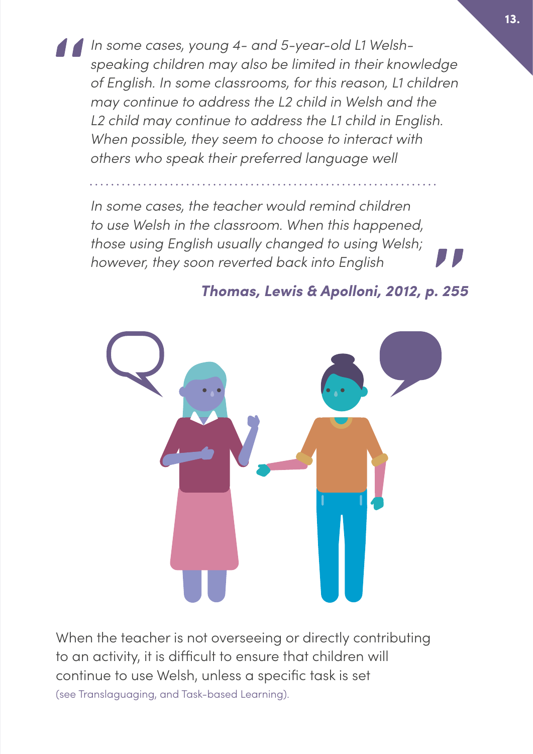> *In some cases, young 4- and 5-year-old L1 Welsh-speaking children may also be limited in their knowledge of English. In some classrooms, for this reason, L1 children may continue to address the L2 child in Welsh and the L2 child may continue to address the L1 child in English. When possible, they seem to choose to interact with others who speak their preferred language well*
>
> *In some cases, the teacher would remind children to use Welsh in the classroom. When this happened, those using English usually changed to using Welsh; however, they soon reverted back into English*
>
> ***Thomas, Lewis & Apolloni, 2012, p. 255***

When the teacher is not overseeing or directly contributing to an activity, it is difficult to ensure that children will continue to use Welsh, unless a specific task is set (see Translaguaging, and Task-based Learning).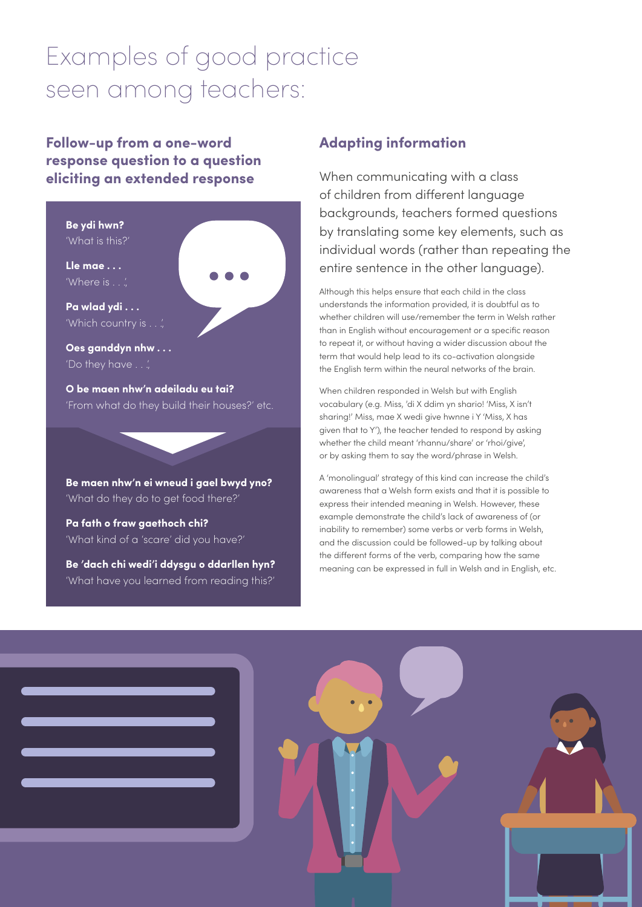# Examples of good practice seen among teachers:

## Follow-up from a one-word response question to a question eliciting an extended response

**Be ydi hwn?**
'What is this?'

**Lle mae . . .**
'Where is . . .',

**Pa wlad ydi . . .**
'Which country is . . .',

**Oes ganddyn nhw . . .**
'Do they have . . .',

**O be maen nhw'n adeiladu eu tai?**
'From what do they build their houses?' etc.

**Be maen nhw'n ei wneud i gael bwyd yno?**
'What do they do to get food there?'

**Pa fath o fraw gaethoch chi?**
'What kind of a 'scare' did you have?'

**Be 'dach chi wedi'i ddysgu o ddarllen hyn?**
'What have you learned from reading this?'

## Adapting information

When communicating with a class of children from different language backgrounds, teachers formed questions by translating some key elements, such as individual words (rather than repeating the entire sentence in the other language).

Although this helps ensure that each child in the class understands the information provided, it is doubtful as to whether children will use/remember the term in Welsh rather than in English without encouragement or a specific reason to repeat it, or without having a wider discussion about the term that would help lead to its co-activation alongside the English term within the neural networks of the brain.

When children responded in Welsh but with English vocabulary (e.g. Miss, 'di X ddim yn shario! 'Miss, X isn't sharing!' Miss, mae X wedi give hwnne i Y 'Miss, X has given that to Y'), the teacher tended to respond by asking whether the child meant 'rhannu/share' or 'rhoi/give', or by asking them to say the word/phrase in Welsh.

A 'monolingual' strategy of this kind can increase the child's awareness that a Welsh form exists and that it is possible to express their intended meaning in Welsh. However, these example demonstrate the child's lack of awareness of (or inability to remember) some verbs or verb forms in Welsh, and the discussion could be followed-up by talking about the different forms of the verb, comparing how the same meaning can be expressed in full in Welsh and in English, etc.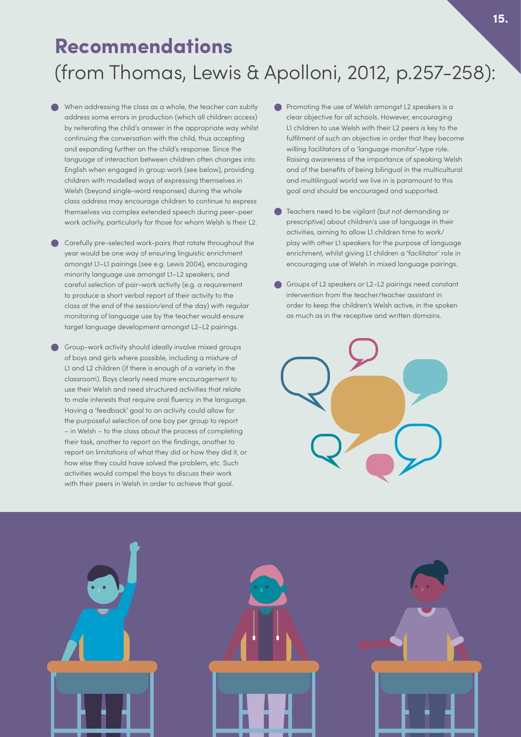# Recommendations
## (from Thomas, Lewis & Apolloni, 2012, p.257-258):

- When addressing the class as a whole, the teacher can subtly address some errors in production (which all children access) by reiterating the child's answer in the appropriate way whilst continuing the conversation with the child, thus accepting and expanding further on the child's response. Since the language of interaction between children often changes into English when engaged in group work (see below), providing children with modelled ways of expressing themselves in Welsh (beyond single-word responses) during the whole class address may encourage children to continue to express themselves via complex extended speech during peer–peer work activity, particularly for those for whom Welsh is their L2.

- Carefully pre-selected work-pairs that rotate throughout the year would be one way of ensuring linguistic enrichment amongst L1–L1 pairings (see e.g. Lewis 2004), encouraging minority language use amongst L1–L2 speakers, and careful selection of pair-work activity (e.g. a requirement to produce a short verbal report of their activity to the class at the end of the session/end of the day) with regular monitoring of language use by the teacher would ensure target language development amongst L2–L2 pairings.

- Group-work activity should ideally involve mixed groups of boys and girls where possible, including a mixture of L1 and L2 children (if there is enough of a variety in the classroom). Boys clearly need more encouragement to use their Welsh and need structured activities that relate to male interests that require oral fluency in the language. Having a 'feedback' goal to an activity could allow for the purposeful selection of one boy per group to report – in Welsh – to the class about the process of completing their task, another to report on the findings, another to report on limitations of what they did or how they did it, or how else they could have solved the problem, etc. Such activities would compel the boys to discuss their work with their peers in Welsh in order to achieve that goal.

- Promoting the use of Welsh amongst L2 speakers is a clear objective for all schools. However, encouraging L1 children to use Welsh with their L2 peers is key to the fulfilment of such an objective in order that they become willing facilitators of a 'language monitor'-type role. Raising awareness of the importance of speaking Welsh and of the benefits of being bilingual in the multicultural and multilingual world we live in is paramount to this goal and should be encouraged and supported.

- Teachers need to be vigilant (but not demanding or prescriptive) about children's use of language in their activities, aiming to allow L1 children time to work/play with other L1 speakers for the purpose of language enrichment, whilst giving L1 children a 'facilitator' role in encouraging use of Welsh in mixed language pairings.

- Groups of L2 speakers or L2–L2 pairings need constant intervention from the teacher/teacher assistant in order to keep the children's Welsh active, in the spoken as much as in the receptive and written domains.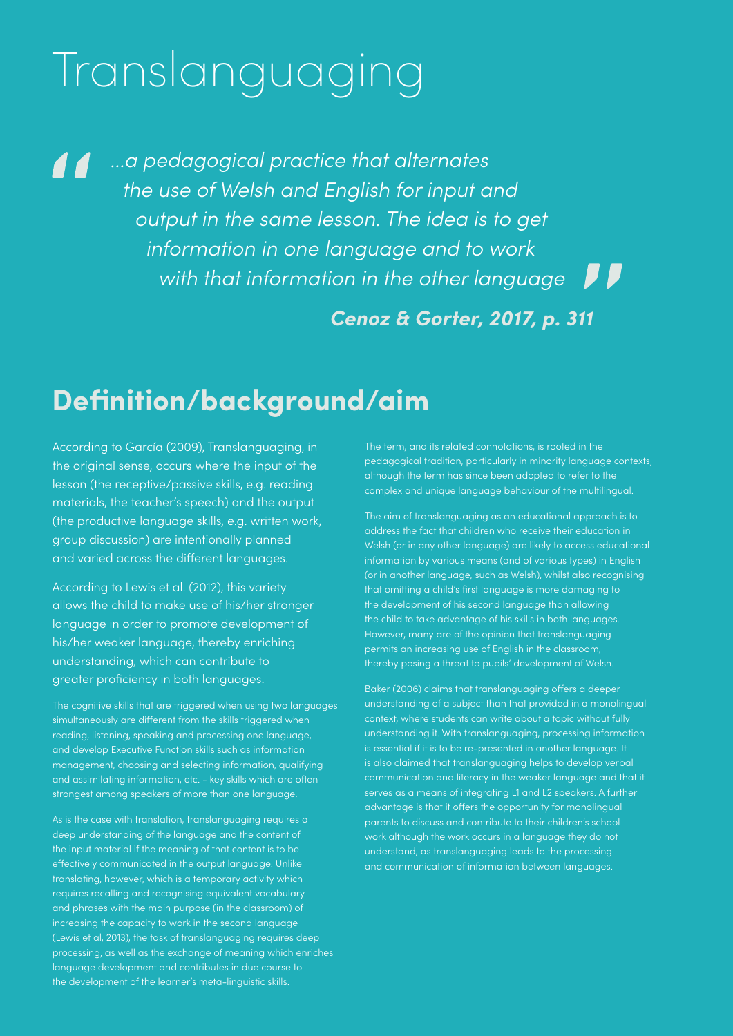# Translanguaging

> *...a pedagogical practice that alternates the use of Welsh and English for input and output in the same lesson. The idea is to get information in one language and to work with that information in the other language*
>
> ***Cenoz & Gorter, 2017, p. 311***

## Definition/background/aim

According to García (2009), Translanguaging, in the original sense, occurs where the input of the lesson (the receptive/passive skills, e.g. reading materials, the teacher's speech) and the output (the productive language skills, e.g. written work, group discussion) are intentionally planned and varied across the different languages.

According to Lewis et al. (2012), this variety allows the child to make use of his/her stronger language in order to promote development of his/her weaker language, thereby enriching understanding, which can contribute to greater proficiency in both languages.

The cognitive skills that are triggered when using two languages simultaneously are different from the skills triggered when reading, listening, speaking and processing one language, and develop Executive Function skills such as information management, choosing and selecting information, qualifying and assimilating information, etc. - key skills which are often strongest among speakers of more than one language.

As is the case with translation, translanguaging requires a deep understanding of the language and the content of the input material if the meaning of that content is to be effectively communicated in the output language. Unlike translating, however, which is a temporary activity which requires recalling and recognising equivalent vocabulary and phrases with the main purpose (in the classroom) of increasing the capacity to work in the second language (Lewis et al, 2013), the task of translanguaging requires deep processing, as well as the exchange of meaning which enriches language development and contributes in due course to the development of the learner's meta-linguistic skills.

The term, and its related connotations, is rooted in the pedagogical tradition, particularly in minority language contexts, although the term has since been adopted to refer to the complex and unique language behaviour of the multilingual.

The aim of translanguaging as an educational approach is to address the fact that children who receive their education in Welsh (or in any other language) are likely to access educational information by various means (and of various types) in English (or in another language, such as Welsh), whilst also recognising that omitting a child's first language is more damaging to the development of his second language than allowing the child to take advantage of his skills in both languages. However, many are of the opinion that translanguaging permits an increasing use of English in the classroom, thereby posing a threat to pupils' development of Welsh.

Baker (2006) claims that translanguaging offers a deeper understanding of a subject than that provided in a monolingual context, where students can write about a topic without fully understanding it. With translanguaging, processing information is essential if it is to be re-presented in another language. It is also claimed that translanguaging helps to develop verbal communication and literacy in the weaker language and that it serves as a means of integrating L1 and L2 speakers. A further advantage is that it offers the opportunity for monolingual parents to discuss and contribute to their children's school work although the work occurs in a language they do not understand, as translanguaging leads to the processing and communication of information between languages.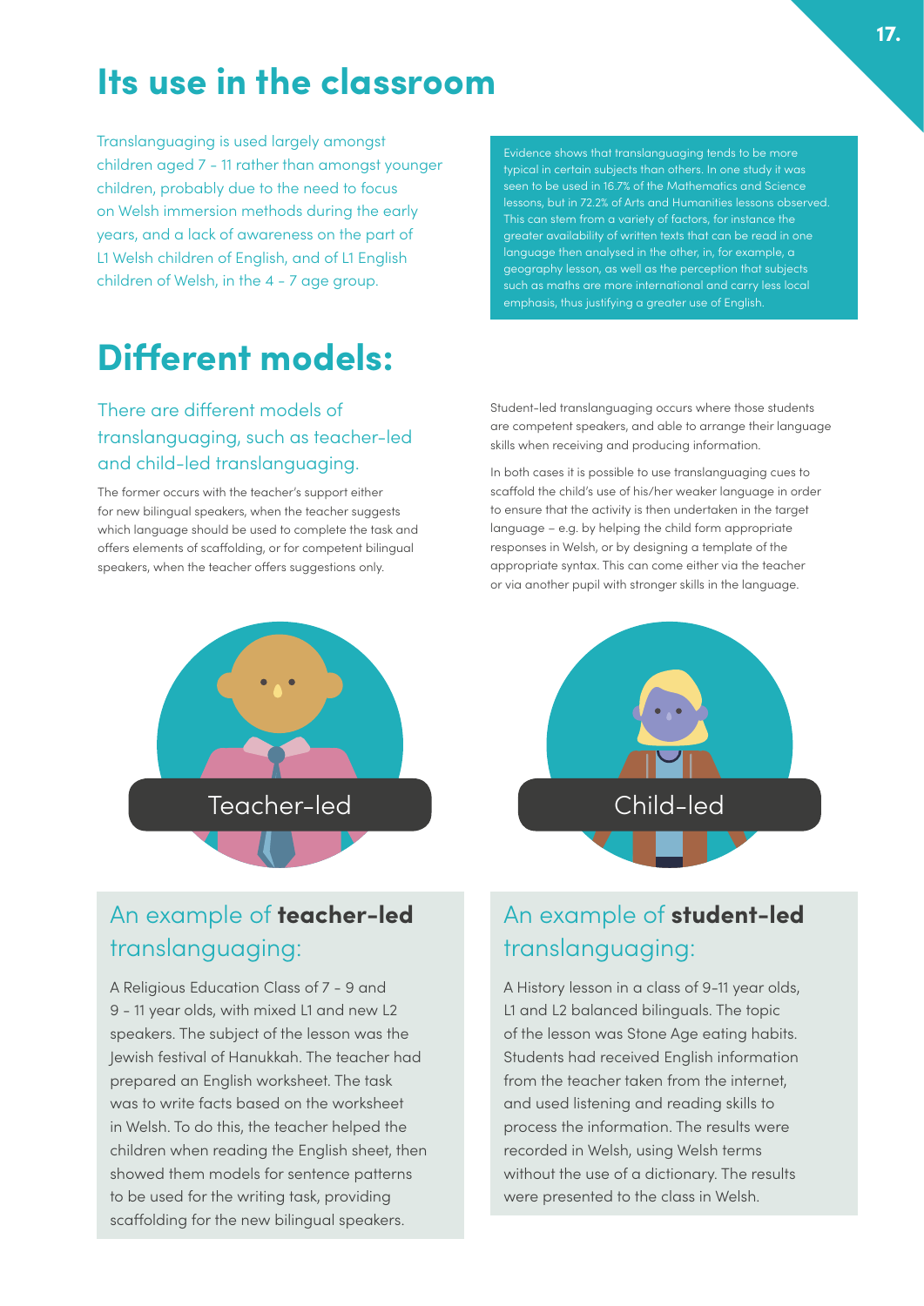# Its use in the classroom

Translanguaging is used largely amongst children aged 7 - 11 rather than amongst younger children, probably due to the need to focus on Welsh immersion methods during the early years, and a lack of awareness on the part of L1 Welsh children of English, and of L1 English children of Welsh, in the 4 - 7 age group.

Evidence shows that translanguaging tends to be more typical in certain subjects than others. In one study it was seen to be used in 16.7% of the Mathematics and Science lessons, but in 72.2% of Arts and Humanities lessons observed. This can stem from a variety of factors, for instance the greater availability of written texts that can be read in one language then analysed in the other, in, for example, a geography lesson, as well as the perception that subjects such as maths are more international and carry less local emphasis, thus justifying a greater use of English.

# Different models:

## There are different models of translanguaging, such as teacher-led and child-led translanguaging.

The former occurs with the teacher's support either for new bilingual speakers, when the teacher suggests which language should be used to complete the task and offers elements of scaffolding, or for competent bilingual speakers, when the teacher offers suggestions only.

Student-led translanguaging occurs where those students are competent speakers, and able to arrange their language skills when receiving and producing information.

In both cases it is possible to use translanguaging cues to scaffold the child's use of his/her weaker language in order to ensure that the activity is then undertaken in the target language – e.g. by helping the child form appropriate responses in Welsh, or by designing a template of the appropriate syntax. This can come either via the teacher or via another pupil with stronger skills in the language.

Teacher-led

Child-led

### An example of **teacher-led** translanguaging:

A Religious Education Class of 7 - 9 and 9 - 11 year olds, with mixed L1 and new L2 speakers. The subject of the lesson was the Jewish festival of Hanukkah. The teacher had prepared an English worksheet. The task was to write facts based on the worksheet in Welsh. To do this, the teacher helped the children when reading the English sheet, then showed them models for sentence patterns to be used for the writing task, providing scaffolding for the new bilingual speakers.

### An example of **student-led** translanguaging:

A History lesson in a class of 9-11 year olds, L1 and L2 balanced bilinguals. The topic of the lesson was Stone Age eating habits. Students had received English information from the teacher taken from the internet, and used listening and reading skills to process the information. The results were recorded in Welsh, using Welsh terms without the use of a dictionary. The results were presented to the class in Welsh.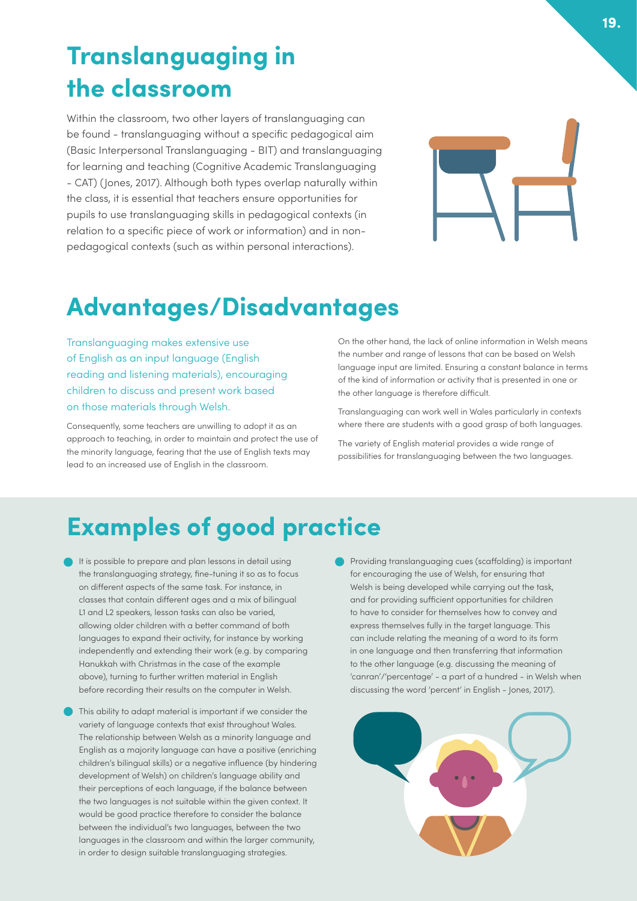# Translanguaging in the classroom

Within the classroom, two other layers of translanguaging can be found - translanguaging without a specific pedagogical aim (Basic Interpersonal Translanguaging - BIT) and translanguaging for learning and teaching (Cognitive Academic Translanguaging - CAT) (Jones, 2017). Although both types overlap naturally within the class, it is essential that teachers ensure opportunities for pupils to use translanguaging skills in pedagogical contexts (in relation to a specific piece of work or information) and in non-pedagogical contexts (such as within personal interactions).

# Advantages/Disadvantages

Translanguaging makes extensive use of English as an input language (English reading and listening materials), encouraging children to discuss and present work based on those materials through Welsh.

Consequently, some teachers are unwilling to adopt it as an approach to teaching, in order to maintain and protect the use of the minority language, fearing that the use of English texts may lead to an increased use of English in the classroom.

On the other hand, the lack of online information in Welsh means the number and range of lessons that can be based on Welsh language input are limited. Ensuring a constant balance in terms of the kind of information or activity that is presented in one or the other language is therefore difficult.

Translanguaging can work well in Wales particularly in contexts where there are students with a good grasp of both languages.

The variety of English material provides a wide range of possibilities for translanguaging between the two languages.

# Examples of good practice

- It is possible to prepare and plan lessons in detail using the translanguaging strategy, fine-tuning it so as to focus on different aspects of the same task. For instance, in classes that contain different ages and a mix of bilingual L1 and L2 speakers, lesson tasks can also be varied, allowing older children with a better command of both languages to expand their activity, for instance by working independently and extending their work (e.g. by comparing Hanukkah with Christmas in the case of the example above), turning to further written material in English before recording their results on the computer in Welsh.

- This ability to adapt material is important if we consider the variety of language contexts that exist throughout Wales. The relationship between Welsh as a minority language and English as a majority language can have a positive (enriching children's bilingual skills) or a negative influence (by hindering development of Welsh) on children's language ability and their perceptions of each language, if the balance between the two languages is not suitable within the given context. It would be good practice therefore to consider the balance between the individual's two languages, between the two languages in the classroom and within the larger community, in order to design suitable translanguaging strategies.

- Providing translanguaging cues (scaffolding) is important for encouraging the use of Welsh, for ensuring that Welsh is being developed while carrying out the task, and for providing sufficient opportunities for children to have to consider for themselves how to convey and express themselves fully in the target language. This can include relating the meaning of a word to its form in one language and then transferring that information to the other language (e.g. discussing the meaning of 'canran'/'percentage' - a part of a hundred - in Welsh when discussing the word 'percent' in English - Jones, 2017).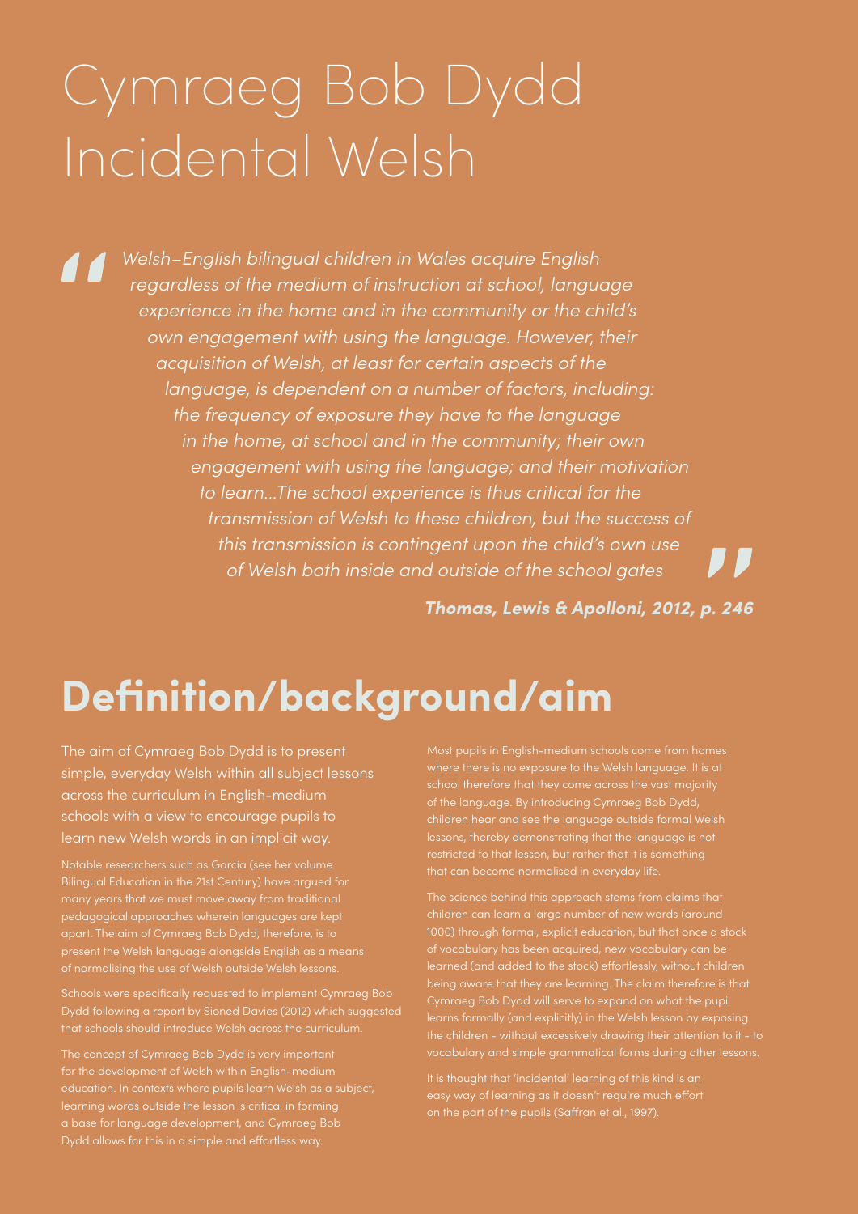# Cymraeg Bob Dydd Incidental Welsh

> *Welsh–English bilingual children in Wales acquire English regardless of the medium of instruction at school, language experience in the home and in the community or the child's own engagement with using the language. However, their acquisition of Welsh, at least for certain aspects of the language, is dependent on a number of factors, including: the frequency of exposure they have to the language in the home, at school and in the community; their own engagement with using the language; and their motivation to learn...The school experience is thus critical for the transmission of Welsh to these children, but the success of this transmission is contingent upon the child's own use of Welsh both inside and outside of the school gates*
>
> ***Thomas, Lewis & Apolloni, 2012, p. 246***

## Definition/background/aim

The aim of Cymraeg Bob Dydd is to present simple, everyday Welsh within all subject lessons across the curriculum in English-medium schools with a view to encourage pupils to learn new Welsh words in an implicit way.

Notable researchers such as García (see her volume Bilingual Education in the 21st Century) have argued for many years that we must move away from traditional pedagogical approaches wherein languages are kept apart. The aim of Cymraeg Bob Dydd, therefore, is to present the Welsh language alongside English as a means of normalising the use of Welsh outside Welsh lessons.

Schools were specifically requested to implement Cymraeg Bob Dydd following a report by Sioned Davies (2012) which suggested that schools should introduce Welsh across the curriculum.

The concept of Cymraeg Bob Dydd is very important for the development of Welsh within English-medium education. In contexts where pupils learn Welsh as a subject, learning words outside the lesson is critical in forming a base for language development, and Cymraeg Bob Dydd allows for this in a simple and effortless way.

Most pupils in English-medium schools come from homes where there is no exposure to the Welsh language. It is at school therefore that they come across the vast majority of the language. By introducing Cymraeg Bob Dydd, children hear and see the language outside formal Welsh lessons, thereby demonstrating that the language is not restricted to that lesson, but rather that it is something that can become normalised in everyday life.

The science behind this approach stems from claims that children can learn a large number of new words (around 1000) through formal, explicit education, but that once a stock of vocabulary has been acquired, new vocabulary can be learned (and added to the stock) effortlessly, without children being aware that they are learning. The claim therefore is that Cymraeg Bob Dydd will serve to expand on what the pupil learns formally (and explicitly) in the Welsh lesson by exposing the children – without excessively drawing their attention to it – to vocabulary and simple grammatical forms during other lessons.

It is thought that 'incidental' learning of this kind is an easy way of learning as it doesn't require much effort on the part of the pupils (Saffran et al., 1997).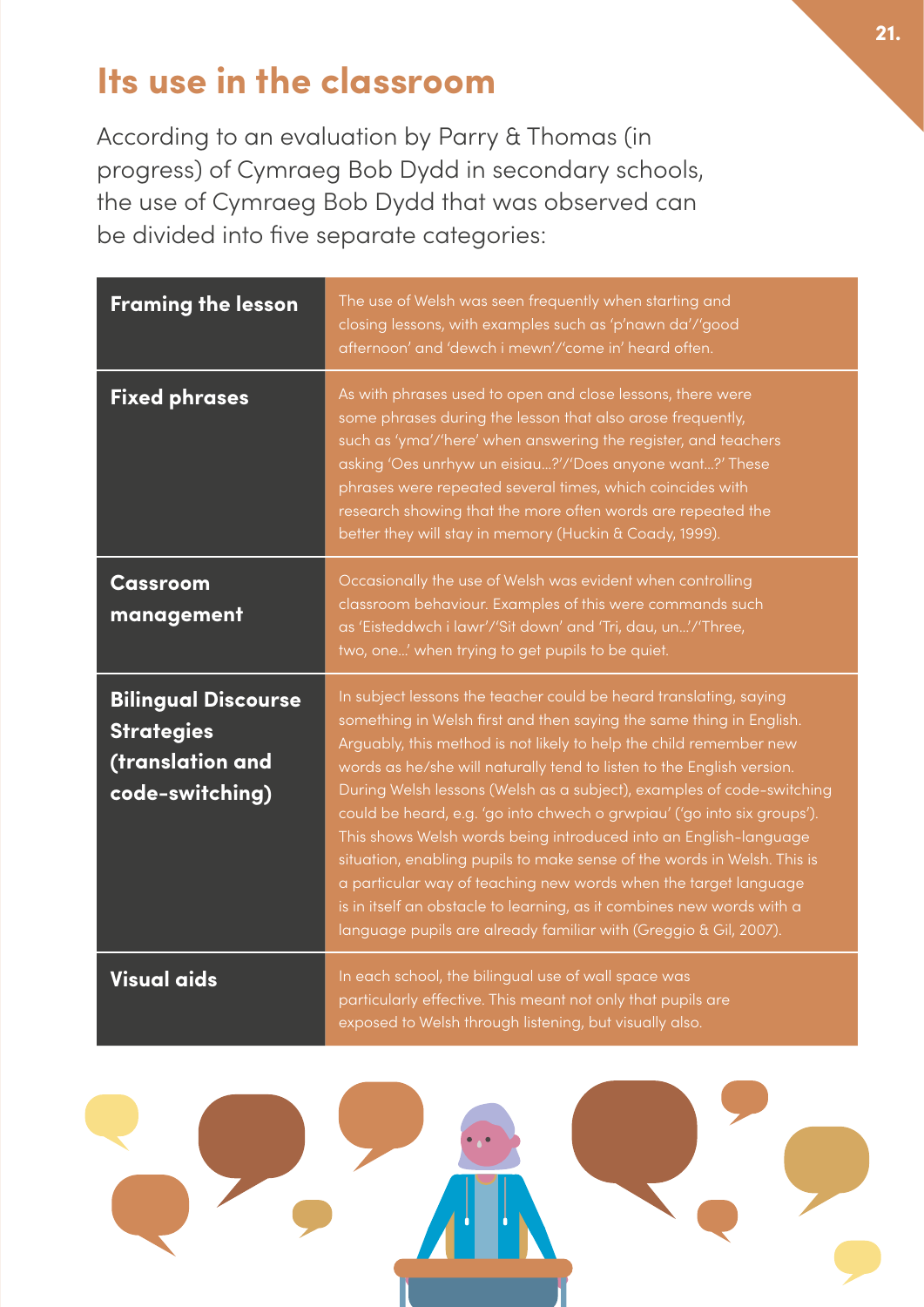# Its use in the classroom

According to an evaluation by Parry & Thomas (in progress) of Cymraeg Bob Dydd in secondary schools, the use of Cymraeg Bob Dydd that was observed can be divided into five separate categories:

| | |
|---|---|
| **Framing the lesson** | The use of Welsh was seen frequently when starting and closing lessons, with examples such as 'p'nawn da'/'good afternoon' and 'dewch i mewn'/'come in' heard often. |
| **Fixed phrases** | As with phrases used to open and close lessons, there were some phrases during the lesson that also arose frequently, such as 'yma'/'here' when answering the register, and teachers asking 'Oes unrhyw un eisiau...?'/'Does anyone want...?' These phrases were repeated several times, which coincides with research showing that the more often words are repeated the better they will stay in memory (Huckin & Coady, 1999). |
| **Cassroom management** | Occasionally the use of Welsh was evident when controlling classroom behaviour. Examples of this were commands such as 'Eisteddwch i lawr'/'Sit down' and 'Tri, dau, un...'/'Three, two, one...' when trying to get pupils to be quiet. |
| **Bilingual Discourse Strategies (translation and code-switching)** | In subject lessons the teacher could be heard translating, saying something in Welsh first and then saying the same thing in English. Arguably, this method is not likely to help the child remember new words as he/she will naturally tend to listen to the English version. During Welsh lessons (Welsh as a subject), examples of code-switching could be heard, e.g. 'go into chwech o grwpiau' ('go into six groups'). This shows Welsh words being introduced into an English-language situation, enabling pupils to make sense of the words in Welsh. This is a particular way of teaching new words when the target language is in itself an obstacle to learning, as it combines new words with a language pupils are already familiar with (Greggio & Gil, 2007). |
| **Visual aids** | In each school, the bilingual use of wall space was particularly effective. This meant not only that pupils are exposed to Welsh through listening, but visually also. |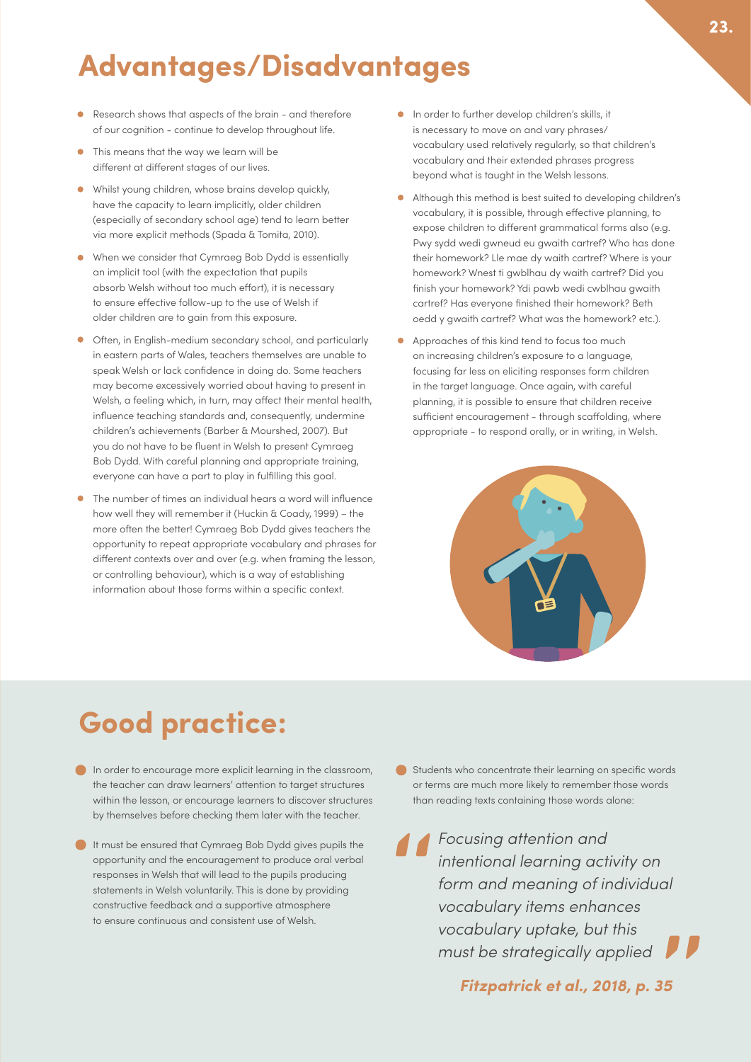## Advantages/Disadvantages

- Research shows that aspects of the brain - and therefore of our cognition - continue to develop throughout life.
- This means that the way we learn will be different at different stages of our lives.
- Whilst young children, whose brains develop quickly, have the capacity to learn implicitly, older children (especially of secondary school age) tend to learn better via more explicit methods (Spada & Tomita, 2010).
- When we consider that Cymraeg Bob Dydd is essentially an implicit tool (with the expectation that pupils absorb Welsh without too much effort), it is necessary to ensure effective follow-up to the use of Welsh if older children are to gain from this exposure.
- Often, in English-medium secondary school, and particularly in eastern parts of Wales, teachers themselves are unable to speak Welsh or lack confidence in doing do. Some teachers may become excessively worried about having to present in Welsh, a feeling which, in turn, may affect their mental health, influence teaching standards and, consequently, undermine children's achievements (Barber & Mourshed, 2007). But you do not have to be fluent in Welsh to present Cymraeg Bob Dydd. With careful planning and appropriate training, everyone can have a part to play in fulfilling this goal.
- The number of times an individual hears a word will influence how well they will remember it (Huckin & Coady, 1999) – the more often the better! Cymraeg Bob Dydd gives teachers the opportunity to repeat appropriate vocabulary and phrases for different contexts over and over (e.g. when framing the lesson, or controlling behaviour), which is a way of establishing information about those forms within a specific context.
- In order to further develop children's skills, it is necessary to move on and vary phrases/vocabulary used relatively regularly, so that children's vocabulary and their extended phrases progress beyond what is taught in the Welsh lessons.
- Although this method is best suited to developing children's vocabulary, it is possible, through effective planning, to expose children to different grammatical forms also (e.g. Pwy sydd wedi gwneud eu gwaith cartref? Who has done their homework? Lle mae dy waith cartref? Where is your homework? Wnest ti gwblhau dy waith cartref? Did you finish your homework? Ydi pawb wedi cwblhau gwaith cartref? Has everyone finished their homework? Beth oedd y gwaith cartref? What was the homework? etc.).
- Approaches of this kind tend to focus too much on increasing children's exposure to a language, focusing far less on eliciting responses form children in the target language. Once again, with careful planning, it is possible to ensure that children receive sufficient encouragement - through scaffolding, where appropriate - to respond orally, or in writing, in Welsh.

## Good practice:

- In order to encourage more explicit learning in the classroom, the teacher can draw learners' attention to target structures within the lesson, or encourage learners to discover structures by themselves before checking them later with the teacher.
- It must be ensured that Cymraeg Bob Dydd gives pupils the opportunity and the encouragement to produce oral verbal responses in Welsh that will lead to the pupils producing statements in Welsh voluntarily. This is done by providing constructive feedback and a supportive atmosphere to ensure continuous and consistent use of Welsh.
- Students who concentrate their learning on specific words or terms are much more likely to remember those words than reading texts containing those words alone:

> *Focusing attention and intentional learning activity on form and meaning of individual vocabulary items enhances vocabulary uptake, but this must be strategically applied*
>
> ***Fitzpatrick et al., 2018, p. 35***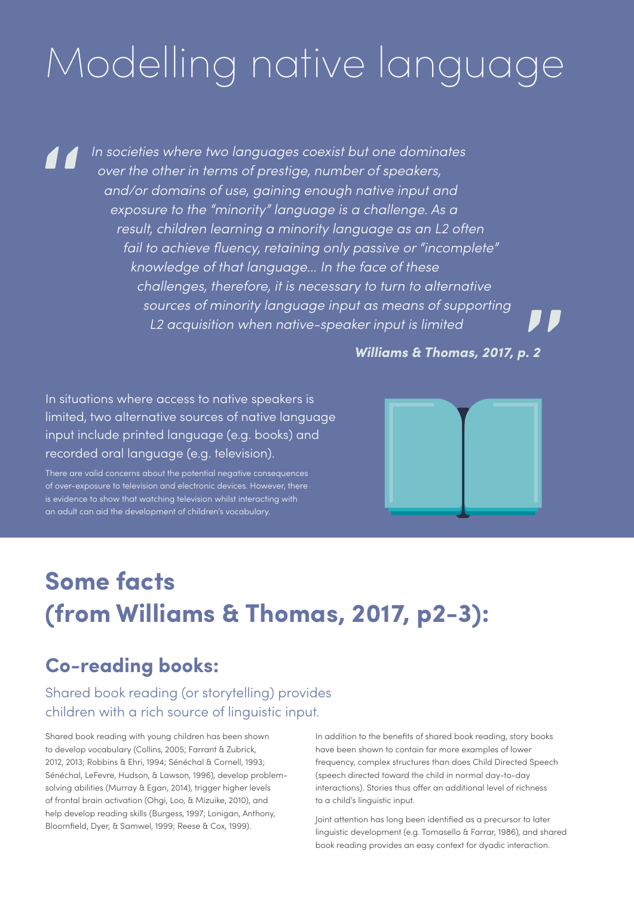# Modelling native language

> *In societies where two languages coexist but one dominates over the other in terms of prestige, number of speakers, and/or domains of use, gaining enough native input and exposure to the "minority" language is a challenge. As a result, children learning a minority language as an L2 often fail to achieve fluency, retaining only passive or "incomplete" knowledge of that language... In the face of these challenges, therefore, it is necessary to turn to alternative sources of minority language input as means of supporting L2 acquisition when native-speaker input is limited*
>
> ***Williams & Thomas, 2017, p. 2***

In situations where access to native speakers is limited, two alternative sources of native language input include printed language (e.g. books) and recorded oral language (e.g. television).

There are valid concerns about the potential negative consequences of over-exposure to television and electronic devices. However, there is evidence to show that watching television whilst interacting with an adult can aid the development of children's vocabulary.

## Some facts (from Williams & Thomas, 2017, p2-3):

### Co-reading books:

Shared book reading (or storytelling) provides children with a rich source of linguistic input.

Shared book reading with young children has been shown to develop vocabulary (Collins, 2005; Farrant & Zubrick, 2012, 2013; Robbins & Ehri, 1994; Sénéchal & Cornell, 1993; Sénéchal, LeFevre, Hudson, & Lawson, 1996), develop problem-solving abilities (Murray & Egan, 2014), trigger higher levels of frontal brain activation (Ohgi, Loo, & Mizuike, 2010), and help develop reading skills (Burgess, 1997; Lonigan, Anthony, Bloomfield, Dyer, & Samwel, 1999; Reese & Cox, 1999).

In addition to the benefits of shared book reading, story books have been shown to contain far more examples of lower frequency, complex structures than does Child Directed Speech (speech directed toward the child in normal day-to-day interactions). Stories thus offer an additional level of richness to a child's linguistic input.

Joint attention has long been identified as a precursor to later linguistic development (e.g. Tomasello & Farrar, 1986), and shared book reading provides an easy context for dyadic interaction.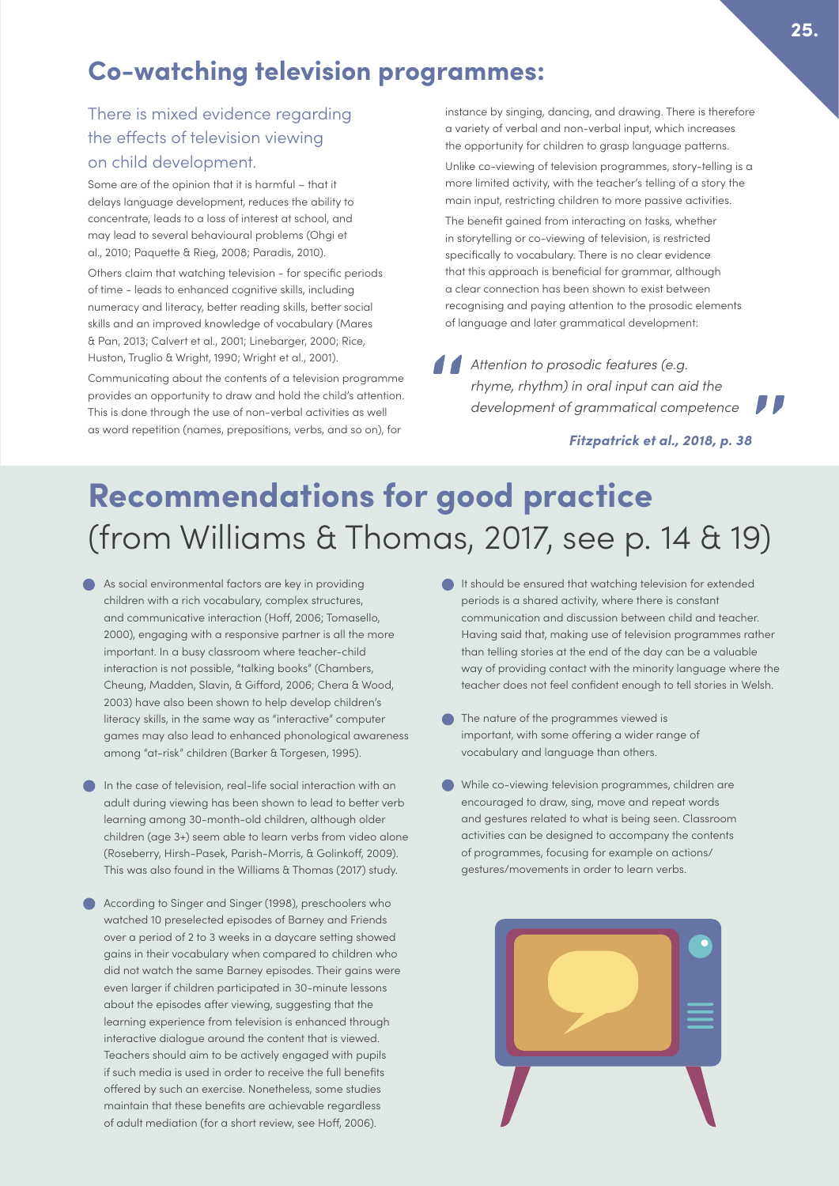## Co-watching television programmes:

### There is mixed evidence regarding the effects of television viewing on child development.

Some are of the opinion that it is harmful – that it delays language development, reduces the ability to concentrate, leads to a loss of interest at school, and may lead to several behavioural problems (Ohgi et al., 2010; Paquette & Rieg, 2008; Paradis, 2010).

Others claim that watching television - for specific periods of time - leads to enhanced cognitive skills, including numeracy and literacy, better reading skills, better social skills and an improved knowledge of vocabulary (Mares & Pan, 2013; Calvert et al., 2001; Linebarger, 2000; Rice, Huston, Truglio & Wright, 1990; Wright et al., 2001).

Communicating about the contents of a television programme provides an opportunity to draw and hold the child's attention. This is done through the use of non-verbal activities as well as word repetition (names, prepositions, verbs, and so on), for instance by singing, dancing, and drawing. There is therefore a variety of verbal and non-verbal input, which increases the opportunity for children to grasp language patterns.

Unlike co-viewing of television programmes, story-telling is a more limited activity, with the teacher's telling of a story the main input, restricting children to more passive activities.

The benefit gained from interacting on tasks, whether in storytelling or co-viewing of television, is restricted specifically to vocabulary. There is no clear evidence that this approach is beneficial for grammar, although a clear connection has been shown to exist between recognising and paying attention to the prosodic elements of language and later grammatical development:

> *Attention to prosodic features (e.g. rhyme, rhythm) in oral input can aid the development of grammatical competence*
>
> ***Fitzpatrick et al., 2018, p. 38***

## Recommendations for good practice (from Williams & Thomas, 2017, see p. 14 & 19)

- As social environmental factors are key in providing children with a rich vocabulary, complex structures, and communicative interaction (Hoff, 2006; Tomasello, 2000), engaging with a responsive partner is all the more important. In a busy classroom where teacher-child interaction is not possible, "talking books" (Chambers, Cheung, Madden, Slavin, & Gifford, 2006; Chera & Wood, 2003) have also been shown to help develop children's literacy skills, in the same way as "interactive" computer games may also lead to enhanced phonological awareness among "at-risk" children (Barker & Torgesen, 1995).

- In the case of television, real-life social interaction with an adult during viewing has been shown to lead to better verb learning among 30-month-old children, although older children (age 3+) seem able to learn verbs from video alone (Roseberry, Hirsh-Pasek, Parish-Morris, & Golinkoff, 2009). This was also found in the Williams & Thomas (2017) study.

- According to Singer and Singer (1998), preschoolers who watched 10 preselected episodes of Barney and Friends over a period of 2 to 3 weeks in a daycare setting showed gains in their vocabulary when compared to children who did not watch the same Barney episodes. Their gains were even larger if children participated in 30-minute lessons about the episodes after viewing, suggesting that the learning experience from television is enhanced through interactive dialogue around the content that is viewed. Teachers should aim to be actively engaged with pupils if such media is used in order to receive the full benefits offered by such an exercise. Nonetheless, some studies maintain that these benefits are achievable regardless of adult mediation (for a short review, see Hoff, 2006).

- It should be ensured that watching television for extended periods is a shared activity, where there is constant communication and discussion between child and teacher. Having said that, making use of television programmes rather than telling stories at the end of the day can be a valuable way of providing contact with the minority language where the teacher does not feel confident enough to tell stories in Welsh.

- The nature of the programmes viewed is important, with some offering a wider range of vocabulary and language than others.

- While co-viewing television programmes, children are encouraged to draw, sing, move and repeat words and gestures related to what is being seen. Classroom activities can be designed to accompany the contents of programmes, focusing for example on actions/gestures/movements in order to learn verbs.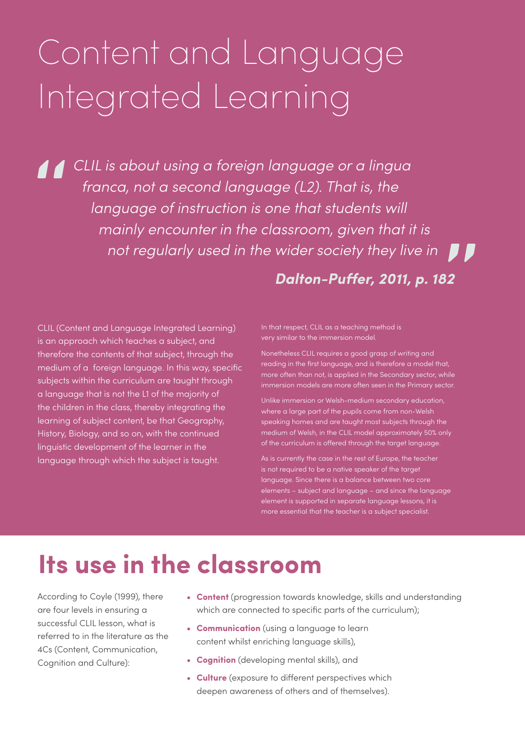# Content and Language Integrated Learning

> *CLIL is about using a foreign language or a lingua franca, not a second language (L2). That is, the language of instruction is one that students will mainly encounter in the classroom, given that it is not regularly used in the wider society they live in*
>
> ***Dalton-Puffer, 2011, p. 182***

CLIL (Content and Language Integrated Learning) is an approach which teaches a subject, and therefore the contents of that subject, through the medium of a foreign language. In this way, specific subjects within the curriculum are taught through a language that is not the L1 of the majority of the children in the class, thereby integrating the learning of subject content, be that Geography, History, Biology, and so on, with the continued linguistic development of the learner in the language through which the subject is taught.

In that respect, CLIL as a teaching method is very similar to the immersion model.

Nonetheless CLIL requires a good grasp of writing and reading in the first language, and is therefore a model that, more often than not, is applied in the Secondary sector, while immersion models are more often seen in the Primary sector.

Unlike immersion or Welsh-medium secondary education, where a large part of the pupils come from non-Welsh speaking homes and are taught most subjects through the medium of Welsh, in the CLIL model approximately 50% only of the curriculum is offered through the target language.

As is currently the case in the rest of Europe, the teacher is not required to be a native speaker of the target language. Since there is a balance between two core elements – subject and language – and since the language element is supported in separate language lessons, it is more essential that the teacher is a subject specialist.

## Its use in the classroom

According to Coyle (1999), there are four levels in ensuring a successful CLIL lesson, what is referred to in the literature as the 4Cs (Content, Communication, Cognition and Culture):

- **Content** (progression towards knowledge, skills and understanding which are connected to specific parts of the curriculum);
- **Communication** (using a language to learn content whilst enriching language skills),
- **Cognition** (developing mental skills), and
- **Culture** (exposure to different perspectives which deepen awareness of others and of themselves).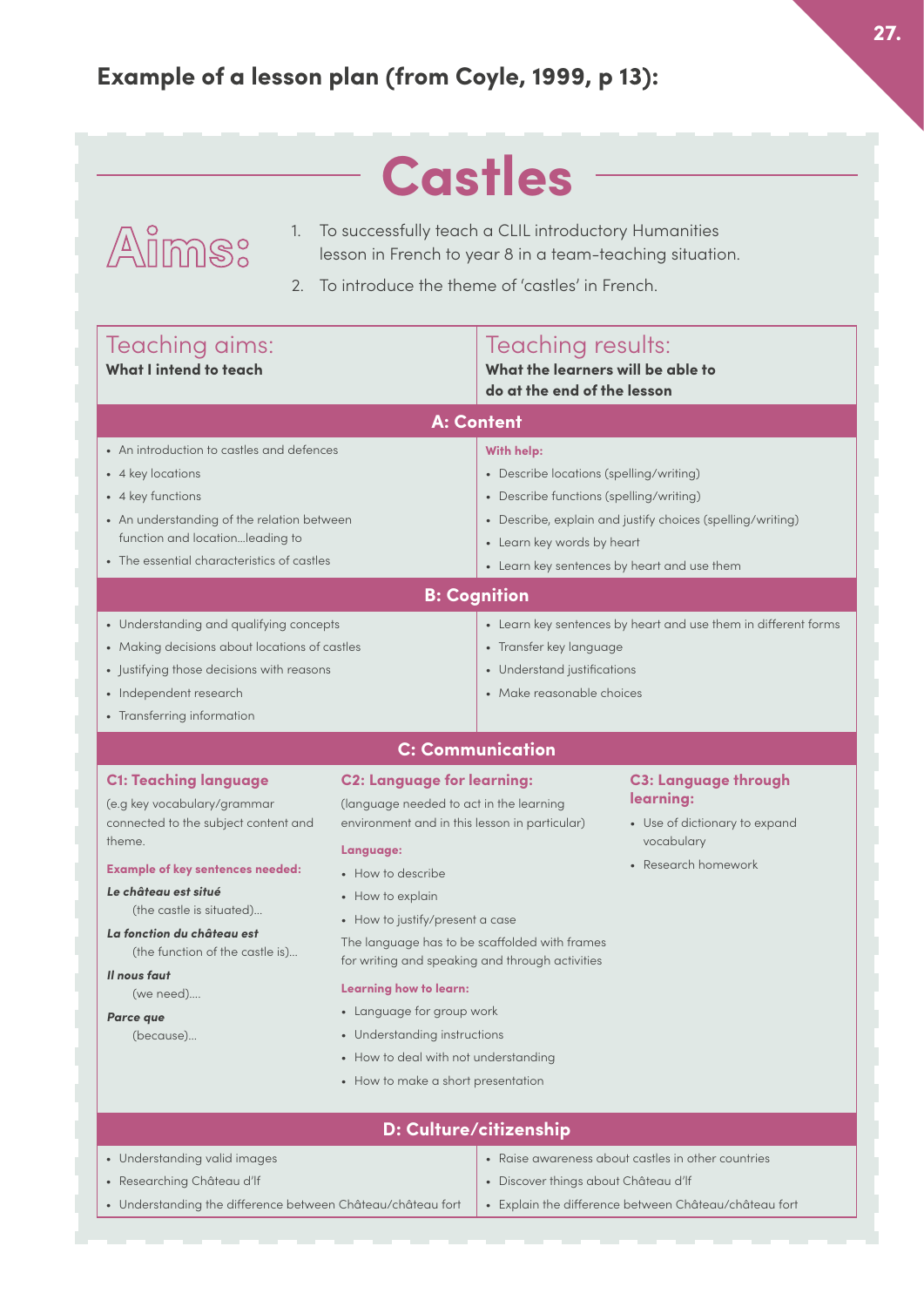## Example of a lesson plan (from Coyle, 1999, p 13):

# Castles

**Aims:**

1. To successfully teach a CLIL introductory Humanities lesson in French to year 8 in a team-teaching situation.
2. To introduce the theme of 'castles' in French.

| Teaching aims: **What I intend to teach** | Teaching results: **What the learners will be able to do at the end of the lesson** |
|---|---|
| **A: Content** | |
| • An introduction to castles and defences<br>• 4 key locations<br>• 4 key functions<br>• An understanding of the relation between function and location…leading to<br>• The essential characteristics of castles | **With help:**<br>• Describe locations (spelling/writing)<br>• Describe functions (spelling/writing)<br>• Describe, explain and justify choices (spelling/writing)<br>• Learn key words by heart<br>• Learn key sentences by heart and use them |
| **B: Cognition** | |
| • Understanding and qualifying concepts<br>• Making decisions about locations of castles<br>• Justifying those decisions with reasons<br>• Independent research<br>• Transferring information | • Learn key sentences by heart and use them in different forms<br>• Transfer key language<br>• Understand justifications<br>• Make reasonable choices |

### C: Communication

**C1: Teaching language**

(e.g key vocabulary/grammar connected to the subject content and theme.

**Example of key sentences needed:**

***Le château est situé***
(the castle is situated)…

***La fonction du château est***
(the function of the castle is)…

***Il nous faut***
(we need)….

***Parce que***
(because)…

**C2: Language for learning:**

(language needed to act in the learning environment and in this lesson in particular)

**Language:**

- How to describe
- How to explain
- How to justify/present a case

The language has to be scaffolded with frames for writing and speaking and through activities

**Learning how to learn:**

- Language for group work
- Understanding instructions
- How to deal with not understanding
- How to make a short presentation

**C3: Language through learning:**

- Use of dictionary to expand vocabulary
- Research homework

### D: Culture/citizenship

| | |
|---|---|
| • Understanding valid images<br>• Researching Château d'If<br>• Understanding the difference between Château/château fort | • Raise awareness about castles in other countries<br>• Discover things about Château d'If<br>• Explain the difference between Château/château fort |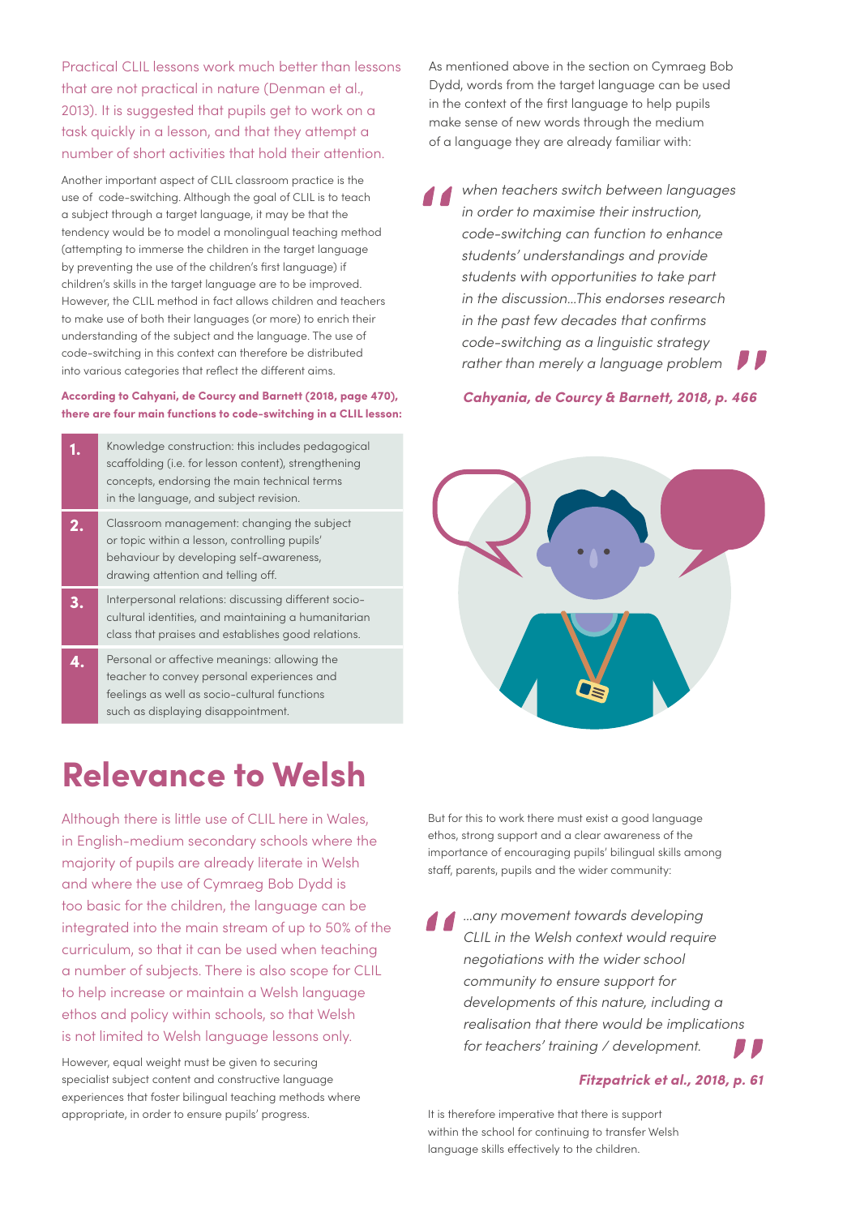Practical CLIL lessons work much better than lessons that are not practical in nature (Denman et al., 2013). It is suggested that pupils get to work on a task quickly in a lesson, and that they attempt a number of short activities that hold their attention.

Another important aspect of CLIL classroom practice is the use of code-switching. Although the goal of CLIL is to teach a subject through a target language, it may be that the tendency would be to model a monolingual teaching method (attempting to immerse the children in the target language by preventing the use of the children's first language) if children's skills in the target language are to be improved. However, the CLIL method in fact allows children and teachers to make use of both their languages (or more) to enrich their understanding of the subject and the language. The use of code-switching in this context can therefore be distributed into various categories that reflect the different aims.

**According to Cahyani, de Courcy and Barnett (2018, page 470), there are four main functions to code-switching in a CLIL lesson:**

| | |
|---|---|
| **1.** | Knowledge construction: this includes pedagogical scaffolding (i.e. for lesson content), strengthening concepts, endorsing the main technical terms in the language, and subject revision. |
| **2.** | Classroom management: changing the subject or topic within a lesson, controlling pupils' behaviour by developing self-awareness, drawing attention and telling off. |
| **3.** | Interpersonal relations: discussing different socio-cultural identities, and maintaining a humanitarian class that praises and establishes good relations. |
| **4.** | Personal or affective meanings: allowing the teacher to convey personal experiences and feelings as well as socio-cultural functions such as displaying disappointment. |

As mentioned above in the section on Cymraeg Bob Dydd, words from the target language can be used in the context of the first language to help pupils make sense of new words through the medium of a language they are already familiar with:

> *when teachers switch between languages in order to maximise their instruction, code-switching can function to enhance students' understandings and provide students with opportunities to take part in the discussion...This endorses research in the past few decades that confirms code-switching as a linguistic strategy rather than merely a language problem*
>
> ***Cahyania, de Courcy & Barnett, 2018, p. 466***

# Relevance to Welsh

Although there is little use of CLIL here in Wales, in English-medium secondary schools where the majority of pupils are already literate in Welsh and where the use of Cymraeg Bob Dydd is too basic for the children, the language can be integrated into the main stream of up to 50% of the curriculum, so that it can be used when teaching a number of subjects. There is also scope for CLIL to help increase or maintain a Welsh language ethos and policy within schools, so that Welsh is not limited to Welsh language lessons only.

However, equal weight must be given to securing specialist subject content and constructive language experiences that foster bilingual teaching methods where appropriate, in order to ensure pupils' progress.

But for this to work there must exist a good language ethos, strong support and a clear awareness of the importance of encouraging pupils' bilingual skills among staff, parents, pupils and the wider community:

> *...any movement towards developing CLIL in the Welsh context would require negotiations with the wider school community to ensure support for developments of this nature, including a realisation that there would be implications for teachers' training / development.*
>
> ***Fitzpatrick et al., 2018, p. 61***

It is therefore imperative that there is support within the school for continuing to transfer Welsh language skills effectively to the children.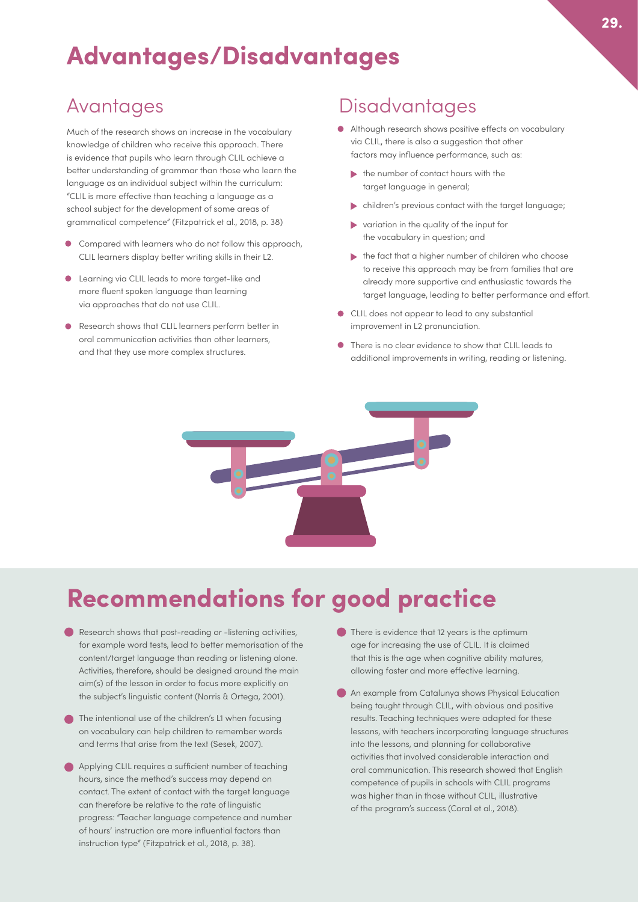# Advantages/Disadvantages

## Avantages

Much of the research shows an increase in the vocabulary knowledge of children who receive this approach. There is evidence that pupils who learn through CLIL achieve a better understanding of grammar than those who learn the language as an individual subject within the curriculum: "CLIL is more effective than teaching a language as a school subject for the development of some areas of grammatical competence" (Fitzpatrick et al., 2018, p. 38)

- Compared with learners who do not follow this approach, CLIL learners display better writing skills in their L2.
- Learning via CLIL leads to more target-like and more fluent spoken language than learning via approaches that do not use CLIL.
- Research shows that CLIL learners perform better in oral communication activities than other learners, and that they use more complex structures.

## Disadvantages

- Although research shows positive effects on vocabulary via CLIL, there is also a suggestion that other factors may influence performance, such as:
  - the number of contact hours with the target language in general;
  - children's previous contact with the target language;
  - variation in the quality of the input for the vocabulary in question; and
  - the fact that a higher number of children who choose to receive this approach may be from families that are already more supportive and enthusiastic towards the target language, leading to better performance and effort.
- CLIL does not appear to lead to any substantial improvement in L2 pronunciation.
- There is no clear evidence to show that CLIL leads to additional improvements in writing, reading or listening.

# Recommendations for good practice

- Research shows that post-reading or -listening activities, for example word tests, lead to better memorisation of the content/target language than reading or listening alone. Activities, therefore, should be designed around the main aim(s) of the lesson in order to focus more explicitly on the subject's linguistic content (Norris & Ortega, 2001).
- The intentional use of the children's L1 when focusing on vocabulary can help children to remember words and terms that arise from the text (Sesek, 2007).
- Applying CLIL requires a sufficient number of teaching hours, since the method's success may depend on contact. The extent of contact with the target language can therefore be relative to the rate of linguistic progress: "Teacher language competence and number of hours' instruction are more influential factors than instruction type" (Fitzpatrick et al., 2018, p. 38).
- There is evidence that 12 years is the optimum age for increasing the use of CLIL. It is claimed that this is the age when cognitive ability matures, allowing faster and more effective learning.
- An example from Catalunya shows Physical Education being taught through CLIL, with obvious and positive results. Teaching techniques were adapted for these lessons, with teachers incorporating language structures into the lessons, and planning for collaborative activities that involved considerable interaction and oral communication. This research showed that English competence of pupils in schools with CLIL programs was higher than in those without CLIL, illustrative of the program's success (Coral et al., 2018).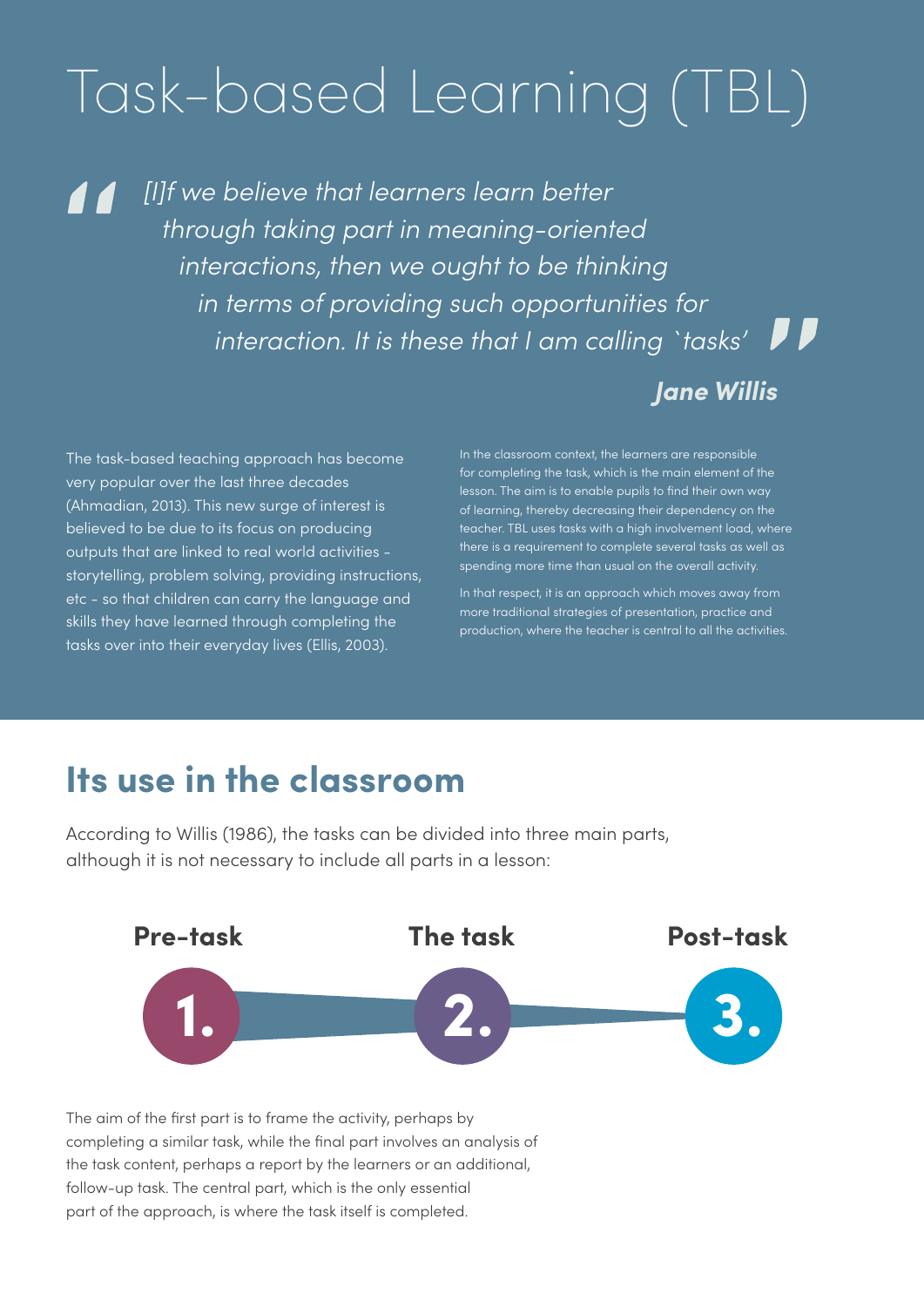# Task-based Learning (TBL)

> *[I]f we believe that learners learn better through taking part in meaning-oriented interactions, then we ought to be thinking in terms of providing such opportunities for interaction. It is these that I am calling `tasks'*
>
> ***Jane Willis***

The task-based teaching approach has become very popular over the last three decades (Ahmadian, 2013). This new surge of interest is believed to be due to its focus on producing outputs that are linked to real world activities - storytelling, problem solving, providing instructions, etc - so that children can carry the language and skills they have learned through completing the tasks over into their everyday lives (Ellis, 2003).

In the classroom context, the learners are responsible for completing the task, which is the main element of the lesson. The aim is to enable pupils to find their own way of learning, thereby decreasing their dependency on the teacher. TBL uses tasks with a high involvement load, where there is a requirement to complete several tasks as well as spending more time than usual on the overall activity.

In that respect, it is an approach which moves away from more traditional strategies of presentation, practice and production, where the teacher is central to all the activities.

## Its use in the classroom

According to Willis (1986), the tasks can be divided into three main parts, although it is not necessary to include all parts in a lesson:

**Pre-task** — **1.**

**The task** — **2.**

**Post-task** — **3.**

The aim of the first part is to frame the activity, perhaps by completing a similar task, while the final part involves an analysis of the task content, perhaps a report by the learners or an additional, follow-up task. The central part, which is the only essential part of the approach, is where the task itself is completed.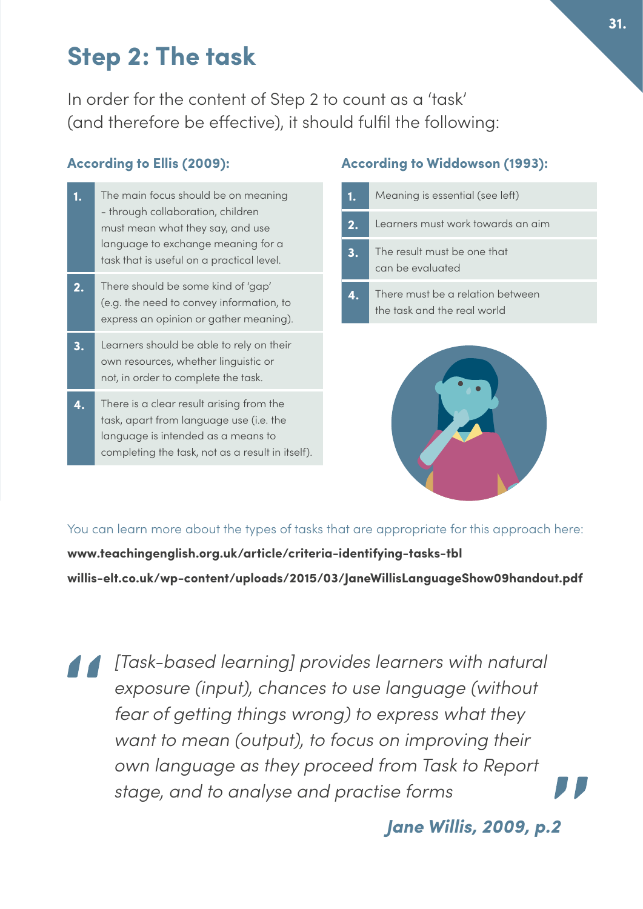# Step 2: The task

In order for the content of Step 2 to count as a 'task' (and therefore be effective), it should fulfil the following:

### According to Ellis (2009):

| | |
|---|---|
| **1.** | The main focus should be on meaning – through collaboration, children must mean what they say, and use language to exchange meaning for a task that is useful on a practical level. |
| **2.** | There should be some kind of 'gap' (e.g. the need to convey information, to express an opinion or gather meaning). |
| **3.** | Learners should be able to rely on their own resources, whether linguistic or not, in order to complete the task. |
| **4.** | There is a clear result arising from the task, apart from language use (i.e. the language is intended as a means to completing the task, not as a result in itself). |

### According to Widdowson (1993):

| | |
|---|---|
| **1.** | Meaning is essential (see left) |
| **2.** | Learners must work towards an aim |
| **3.** | The result must be one that can be evaluated |
| **4.** | There must be a relation between the task and the real world |

You can learn more about the types of tasks that are appropriate for this approach here:

**www.teachingenglish.org.uk/article/criteria-identifying-tasks-tbl**

**willis-elt.co.uk/wp-content/uploads/2015/03/JaneWillisLanguageShow09handout.pdf**

> *[Task-based learning] provides learners with natural exposure (input), chances to use language (without fear of getting things wrong) to express what they want to mean (output), to focus on improving their own language as they proceed from Task to Report stage, and to analyse and practise forms*
>
> ***Jane Willis, 2009, p.2***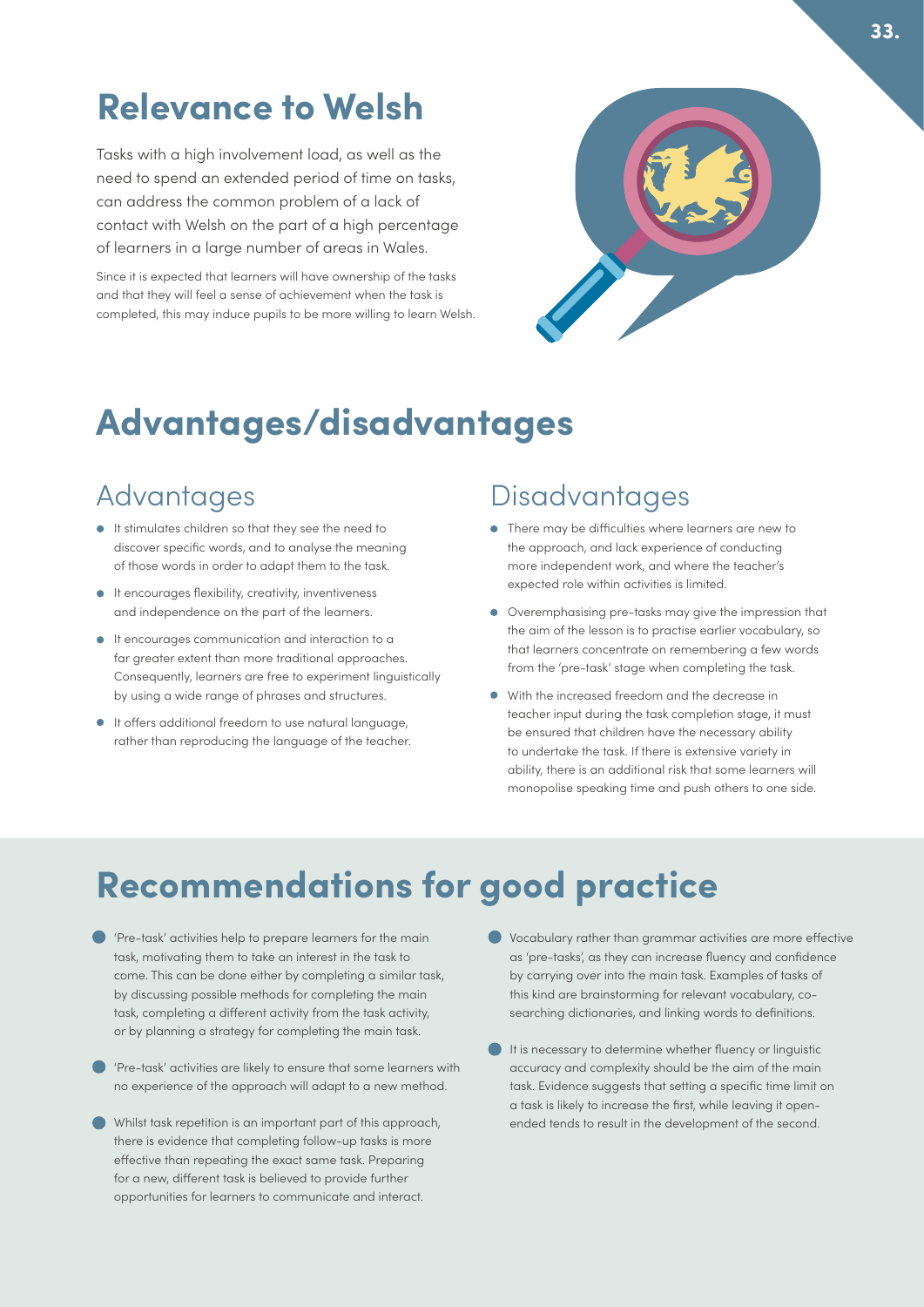# Relevance to Welsh

Tasks with a high involvement load, as well as the need to spend an extended period of time on tasks, can address the common problem of a lack of contact with Welsh on the part of a high percentage of learners in a large number of areas in Wales.

Since it is expected that learners will have ownership of the tasks and that they will feel a sense of achievement when the task is completed, this may induce pupils to be more willing to learn Welsh.

# Advantages/disadvantages

## Advantages

- It stimulates children so that they see the need to discover specific words, and to analyse the meaning of those words in order to adapt them to the task.
- It encourages flexibility, creativity, inventiveness and independence on the part of the learners.
- It encourages communication and interaction to a far greater extent than more traditional approaches. Consequently, learners are free to experiment linguistically by using a wide range of phrases and structures.
- It offers additional freedom to use natural language, rather than reproducing the language of the teacher.

## Disadvantages

- There may be difficulties where learners are new to the approach, and lack experience of conducting more independent work, and where the teacher's expected role within activities is limited.
- Overemphasising pre-tasks may give the impression that the aim of the lesson is to practise earlier vocabulary, so that learners concentrate on remembering a few words from the 'pre-task' stage when completing the task.
- With the increased freedom and the decrease in teacher input during the task completion stage, it must be ensured that children have the necessary ability to undertake the task. If there is extensive variety in ability, there is an additional risk that some learners will monopolise speaking time and push others to one side.

# Recommendations for good practice

- 'Pre-task' activities help to prepare learners for the main task, motivating them to take an interest in the task to come. This can be done either by completing a similar task, by discussing possible methods for completing the main task, completing a different activity from the task activity, or by planning a strategy for completing the main task.
- 'Pre-task' activities are likely to ensure that some learners with no experience of the approach will adapt to a new method.
- Whilst task repetition is an important part of this approach, there is evidence that completing follow-up tasks is more effective than repeating the exact same task. Preparing for a new, different task is believed to provide further opportunities for learners to communicate and interact.
- Vocabulary rather than grammar activities are more effective as 'pre-tasks', as they can increase fluency and confidence by carrying over into the main task. Examples of tasks of this kind are brainstorming for relevant vocabulary, co-searching dictionaries, and linking words to definitions.
- It is necessary to determine whether fluency or linguistic accuracy and complexity should be the aim of the main task. Evidence suggests that setting a specific time limit on a task is likely to increase the first, while leaving it open-ended tends to result in the development of the second.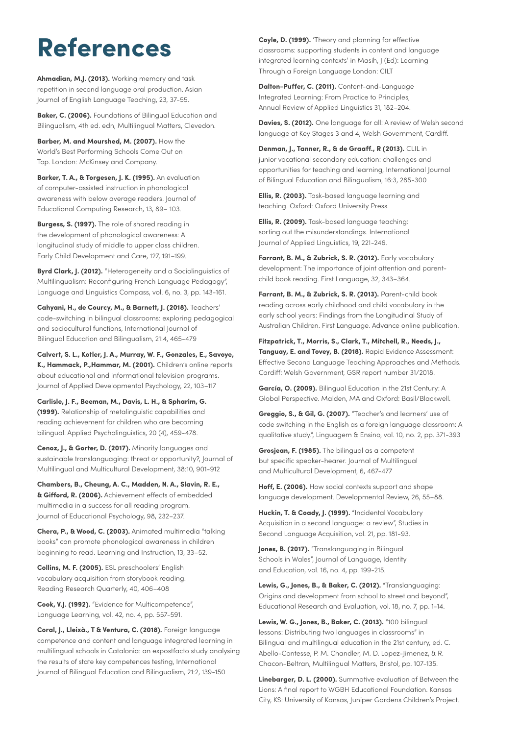# References

**Ahmadian, M.J. (2013).** Working memory and task repetition in second language oral production. Asian Journal of English Language Teaching, 23, 37-55.

**Baker, C. (2006).** Foundations of Bilingual Education and Bilingualism, 4th ed. edn, Multilingual Matters, Clevedon.

**Barber, M. and Mourshed, M. (2007).** How the World's Best Performing Schools Come Out on Top. London: McKinsey and Company.

**Barker, T. A., & Torgesen, J. K. (1995).** An evaluation of computer-assisted instruction in phonological awareness with below average readers. Journal of Educational Computing Research, 13, 89– 103.

**Burgess, S. (1997).** The role of shared reading in the development of phonological awareness: A longitudinal study of middle to upper class children. Early Child Development and Care, 127, 191–199.

**Byrd Clark, J. (2012).** "Heterogeneity and a Sociolinguistics of Multilingualism: Reconfiguring French Language Pedagogy", Language and Linguistics Compass, vol. 6, no. 3, pp. 143-161.

**Cahyani, H., de Courcy, M., & Barnett, J. (2018).** Teachers' code-switching in bilingual classrooms: exploring pedagogical and sociocultural functions, International Journal of Bilingual Education and Bilingualism, 21:4, 465-479

**Calvert, S. L., Kotler, J. A., Murray, W. F., Gonzales, E., Savoye, K., Hammack, P.,Hammar, M. (2001).** Children's online reports about educational and informational television programs. Journal of Applied Developmental Psychology, 22, 103–117

**Carlisle, J. F., Beeman, M., Davis, L. H., & Spharim, G. (1999).** Relationship of metalinguistic capabilities and reading achievement for children who are becoming bilingual. Applied Psycholinguistics, 20 (4), 459-478.

**Cenoz, J., & Gorter, D. (2017).** Minority languages and sustainable translanguaging: threat or opportunity?, Journal of Multilingual and Multicultural Development, 38:10, 901-912

**Chambers, B., Cheung, A. C., Madden, N. A., Slavin, R. E., & Gifford, R. (2006).** Achievement effects of embedded multimedia in a success for all reading program. Journal of Educational Psychology, 98, 232–237.

**Chera, P., & Wood, C. (2003).** Animated multimedia "talking books" can promote phonological awareness in children beginning to read. Learning and Instruction, 13, 33–52.

**Collins, M. F. (2005).** ESL preschoolers' English vocabulary acquisition from storybook reading. Reading Research Quarterly, 40, 406–408

**Cook, V.J. (1992).** "Evidence for Multicompetence", Language Learning, vol. 42, no. 4, pp. 557-591.

**Coral, J., Lleixà., T & Ventura, C. (2018).** Foreign language competence and content and language integrated learning in multilingual schools in Catalonia: an expostfacto study analysing the results of state key competences testing, International Journal of Bilingual Education and Bilingualism, 21:2, 139-150

**Coyle, D. (1999).** 'Theory and planning for effective classrooms: supporting students in content and language integrated learning contexts' in Masih, J (Ed): Learning Through a Foreign Language London: CILT

**Dalton-Puffer, C. (2011).** Content-and-Language Integrated Learning: From Practice to Principles, Annual Review of Applied Linguistics 31, 182–204.

**Davies, S. (2012).** One language for all: A review of Welsh second language at Key Stages 3 and 4, Welsh Government, Cardiff.

**Denman, J., Tanner, R., & de Graaff., R (2013).** CLIL in junior vocational secondary education: challenges and opportunities for teaching and learning, International Journal of Bilingual Education and Bilingualism, 16:3, 285-300

**Ellis, R. (2003).** Task-based language learning and teaching. Oxford: Oxford University Press.

**Ellis, R. (2009).** Task-based language teaching: sorting out the misunderstandings. International Journal of Applied Linguistics, 19, 221-246.

**Farrant, B. M., & Zubrick, S. R. (2012).** Early vocabulary development: The importance of joint attention and parent-child book reading. First Language, 32, 343–364.

**Farrant, B. M., & Zubrick, S. R. (2013).** Parent-child book reading across early childhood and child vocabulary in the early school years: Findings from the Longitudinal Study of Australian Children. First Language. Advance online publication.

**Fitzpatrick, T., Morris, S., Clark, T., Mitchell, R., Needs, J., Tanguay, E. and Tovey, B. (2018).** Rapid Evidence Assessment: Effective Second Language Teaching Approaches and Methods. Cardiff: Welsh Government, GSR report number 31/2018.

**García, O. (2009).** Bilingual Education in the 21st Century: A Global Perspective. Malden, MA and Oxford: Basil/Blackwell.

**Greggio, S., & Gil, G. (2007).** "Teacher's and learners' use of code switching in the English as a foreign language classroom: A qualitative study.", Linguagem & Ensino, vol. 10, no. 2, pp. 371-393

**Grosjean, F. (1985).** The bilingual as a competent but specific speaker-hearer. Journal of Multilingual and Multicultural Development, 6, 467-477

**Hoff, E. (2006).** How social contexts support and shape language development. Developmental Review, 26, 55–88.

**Huckin, T. & Coady, J. (1999).** "Incidental Vocabulary Acquisition in a second language: a review", Studies in Second Language Acquisition, vol. 21, pp. 181-93.

**Jones, B. (2017).** "Translanguaging in Bilingual Schools in Wales", Journal of Language, Identity and Education, vol. 16, no. 4, pp. 199-215.

**Lewis, G., Jones, B., & Baker, C. (2012).** "Translanguaging: Origins and development from school to street and beyond", Educational Research and Evaluation, vol. 18, no. 7, pp. 1-14.

**Lewis, W. G., Jones, B., Baker, C. (2013).** "100 bilingual lessons: Distributing two languages in classrooms" in Bilingual and multilingual education in the 21st century, ed. C. Abello-Contesse, P. M. Chandler, M. D. Lopez-Jimenez, & R. Chacon-Beltran, Multilingual Matters, Bristol, pp. 107-135.

**Linebarger, D. L. (2000).** Summative evaluation of Between the Lions: A final report to WGBH Educational Foundation. Kansas City, KS: University of Kansas, Juniper Gardens Children's Project.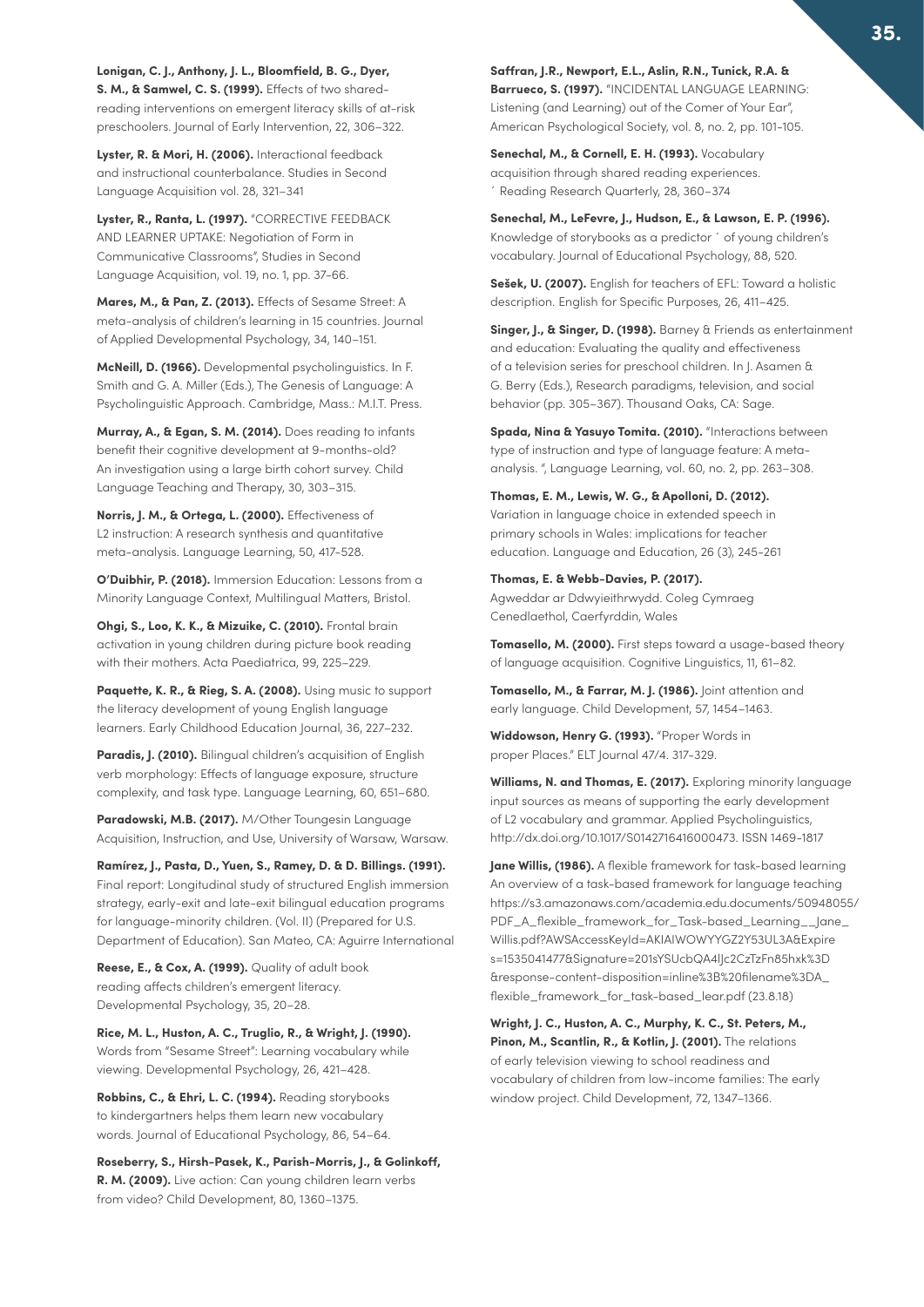**Lonigan, C. J., Anthony, J. L., Bloomfield, B. G., Dyer, S. M., & Samwel, C. S. (1999).** Effects of two shared-reading interventions on emergent literacy skills of at-risk preschoolers. Journal of Early Intervention, 22, 306–322.

**Lyster, R. & Mori, H. (2006).** Interactional feedback and instructional counterbalance. Studies in Second Language Acquisition vol. 28, 321–341

**Lyster, R., Ranta, L. (1997).** "CORRECTIVE FEEDBACK AND LEARNER UPTAKE: Negotiation of Form in Communicative Classrooms", Studies in Second Language Acquisition, vol. 19, no. 1, pp. 37-66.

**Mares, M., & Pan, Z. (2013).** Effects of Sesame Street: A meta-analysis of children's learning in 15 countries. Journal of Applied Developmental Psychology, 34, 140–151.

**McNeill, D. (1966).** Developmental psycholinguistics. In F. Smith and G. A. Miller (Eds.), The Genesis of Language: A Psycholinguistic Approach. Cambridge, Mass.: M.I.T. Press.

**Murray, A., & Egan, S. M. (2014).** Does reading to infants benefit their cognitive development at 9-months-old? An investigation using a large birth cohort survey. Child Language Teaching and Therapy, 30, 303–315.

**Norris, J. M., & Ortega, L. (2000).** Effectiveness of L2 instruction: A research synthesis and quantitative meta-analysis. Language Learning, 50, 417-528.

**O'Duibhir, P. (2018).** Immersion Education: Lessons from a Minority Language Context, Multilingual Matters, Bristol.

**Ohgi, S., Loo, K. K., & Mizuike, C. (2010).** Frontal brain activation in young children during picture book reading with their mothers. Acta Paediatrica, 99, 225–229.

**Paquette, K. R., & Rieg, S. A. (2008).** Using music to support the literacy development of young English language learners. Early Childhood Education Journal, 36, 227–232.

**Paradis, J. (2010).** Bilingual children's acquisition of English verb morphology: Effects of language exposure, structure complexity, and task type. Language Learning, 60, 651–680.

**Paradowski, M.B. (2017).** M/Other Toungesin Language Acquisition, Instruction, and Use, University of Warsaw, Warsaw.

**Ramírez, J., Pasta, D., Yuen, S., Ramey, D. & D. Billings. (1991).** Final report: Longitudinal study of structured English immersion strategy, early-exit and late-exit bilingual education programs for language-minority children. (Vol. II) (Prepared for U.S. Department of Education). San Mateo, CA: Aguirre International

**Reese, E., & Cox, A. (1999).** Quality of adult book reading affects children's emergent literacy. Developmental Psychology, 35, 20–28.

**Rice, M. L., Huston, A. C., Truglio, R., & Wright, J. (1990).** Words from "Sesame Street": Learning vocabulary while viewing. Developmental Psychology, 26, 421–428.

**Robbins, C., & Ehri, L. C. (1994).** Reading storybooks to kindergartners helps them learn new vocabulary words. Journal of Educational Psychology, 86, 54–64.

**Roseberry, S., Hirsh-Pasek, K., Parish-Morris, J., & Golinkoff, R. M. (2009).** Live action: Can young children learn verbs from video? Child Development, 80, 1360–1375.

**Saffran, J.R., Newport, E.L., Aslin, R.N., Tunick, R.A. & Barrueco, S. (1997).** "INCIDENTAL LANGUAGE LEARNING: Listening (and Learning) out of the Comer of Your Ear", American Psychological Society, vol. 8, no. 2, pp. 101-105.

**Senechal, M., & Cornell, E. H. (1993).** Vocabulary acquisition through shared reading experiences. ´ Reading Research Quarterly, 28, 360–374

**Senechal, M., LeFevre, J., Hudson, E., & Lawson, E. P. (1996).** Knowledge of storybooks as a predictor ´ of young children's vocabulary. Journal of Educational Psychology, 88, 520.

**Sešek, U. (2007).** English for teachers of EFL: Toward a holistic description. English for Specific Purposes, 26, 411–425.

**Singer, J., & Singer, D. (1998).** Barney & Friends as entertainment and education: Evaluating the quality and effectiveness of a television series for preschool children. In J. Asamen & G. Berry (Eds.), Research paradigms, television, and social behavior (pp. 305–367). Thousand Oaks, CA: Sage.

**Spada, Nina & Yasuyo Tomita. (2010).** "Interactions between type of instruction and type of language feature: A meta-analysis. ", Language Learning, vol. 60, no. 2, pp. 263–308.

**Thomas, E. M., Lewis, W. G., & Apolloni, D. (2012).** Variation in language choice in extended speech in primary schools in Wales: implications for teacher education. Language and Education, 26 (3), 245-261

**Thomas, E. & Webb-Davies, P. (2017).** Agweddar ar Ddwyieithrwydd. Coleg Cymraeg Cenedlaethol, Caerfyrddin, Wales

**Tomasello, M. (2000).** First steps toward a usage-based theory of language acquisition. Cognitive Linguistics, 11, 61–82.

**Tomasello, M., & Farrar, M. J. (1986).** Joint attention and early language. Child Development, 57, 1454–1463.

**Widdowson, Henry G. (1993).** "Proper Words in proper Places." ELT Journal 47/4. 317-329.

**Williams, N. and Thomas, E. (2017).** Exploring minority language input sources as means of supporting the early development of L2 vocabulary and grammar. Applied Psycholinguistics, http://dx.doi.org/10.1017/S0142716416000473. ISSN 1469-1817

**Jane Willis, (1986).** A flexible framework for task-based learning An overview of a task-based framework for language teaching https://s3.amazonaws.com/academia.edu.documents/50948055/PDF_A_flexible_framework_for_Task-based_Learning__Jane_Willis.pdf?AWSAccessKeyId=AKIAIWOWYYGZ2Y53UL3A&Expires=1535041477&Signature=201sYSUcbQA4IJc2CzTzFn85hxk%3D&response-content-disposition=inline%3B%20filename%3DA_flexible_framework_for_task-based_lear.pdf (23.8.18)

**Wright, J. C., Huston, A. C., Murphy, K. C., St. Peters, M., Pinon, M., Scantlin, R., & Kotlin, J. (2001).** The relations of early television viewing to school readiness and vocabulary of children from low-income families: The early window project. Child Development, 72, 1347–1366.